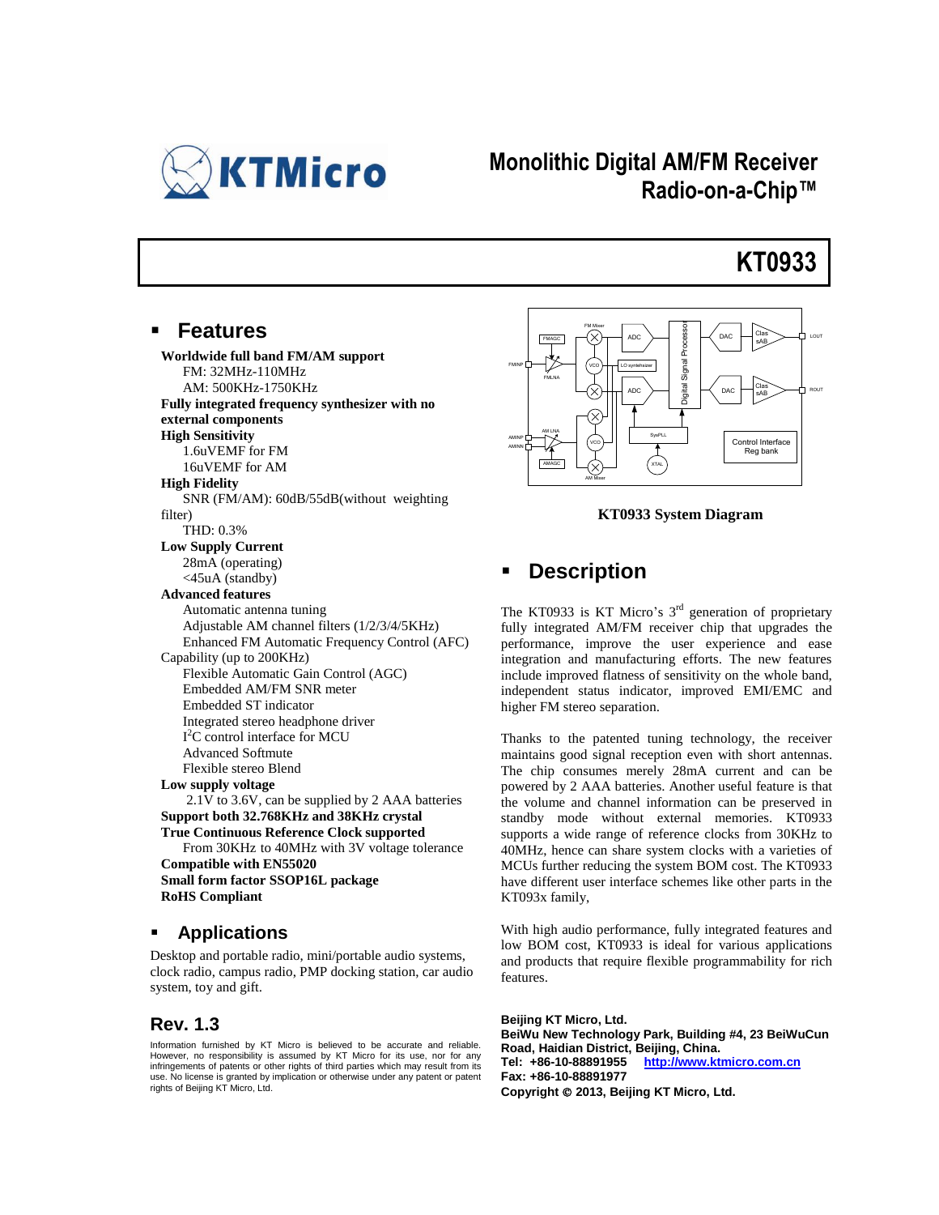# Monolithic Digital AM/FM Receiver Radio-on-a-Chip™

# KT0933

## Features

**Worldwide full band FM/AM support**
- FM: 32MHz-110MHz
- AM: 500KHz-1750KHz

**Fully integrated frequency synthesizer with no external components**

**High Sensitivity**
- 1.6uVEMF for FM
- 16uVEMF for AM

**High Fidelity**
- SNR (FM/AM): 60dB/55dB(without weighting filter)
- THD: 0.3%

**Low Supply Current**
- 28mA (operating)
- <45uA (standby)

**Advanced features**
- Automatic antenna tuning
- Adjustable AM channel filters (1/2/3/4/5KHz)
- Enhanced FM Automatic Frequency Control (AFC) Capability (up to 200KHz)
- Flexible Automatic Gain Control (AGC)
- Embedded AM/FM SNR meter
- Embedded ST indicator
- Integrated stereo headphone driver
- I$^2$C control interface for MCU
- Advanced Softmute
- Flexible stereo Blend

**Low supply voltage**
- 2.1V to 3.6V, can be supplied by 2 AAA batteries

**Support both 32.768KHz and 38KHz crystal**

**True Continuous Reference Clock supported**
- From 30KHz to 40MHz with 3V voltage tolerance

**Compatible with EN55020**

**Small form factor SSOP16L package**

**RoHS Compliant**

## Applications

Desktop and portable radio, mini/portable audio systems, clock radio, campus radio, PMP docking station, car audio system, toy and gift.

**KT0933 System Diagram**

## Description

The KT0933 is KT Micro's 3rd generation of proprietary fully integrated AM/FM receiver chip that upgrades the performance, improve the user experience and ease integration and manufacturing efforts. The new features include improved flatness of sensitivity on the whole band, independent status indicator, improved EMI/EMC and higher FM stereo separation.

Thanks to the patented tuning technology, the receiver maintains good signal reception even with short antennas. The chip consumes merely 28mA current and can be powered by 2 AAA batteries. Another useful feature is that the volume and channel information can be preserved in standby mode without external memories. KT0933 supports a wide range of reference clocks from 30KHz to 40MHz, hence can share system clocks with a varieties of MCUs further reducing the system BOM cost. The KT0933 have different user interface schemes like other parts in the KT093x family,

With high audio performance, fully integrated features and low BOM cost, KT0933 is ideal for various applications and products that require flexible programmability for rich features.

## Rev. 1.3

Information furnished by KT Micro is believed to be accurate and reliable. However, no responsibility is assumed by KT Micro for its use, nor for any infringements of patents or other rights of third parties which may result from its use. No license is granted by implication or otherwise under any patent or patent rights of Beijing KT Micro, Ltd.

**Beijing KT Micro, Ltd.**
**BeiWu New Technology Park, Building #4, 23 BeiWuCun Road, Haidian District, Beijing, China.**
**Tel: +86-10-88891955** **http://www.ktmicro.com.cn**
**Fax: +86-10-88891977**
**Copyright © 2013, Beijing KT Micro, Ltd.**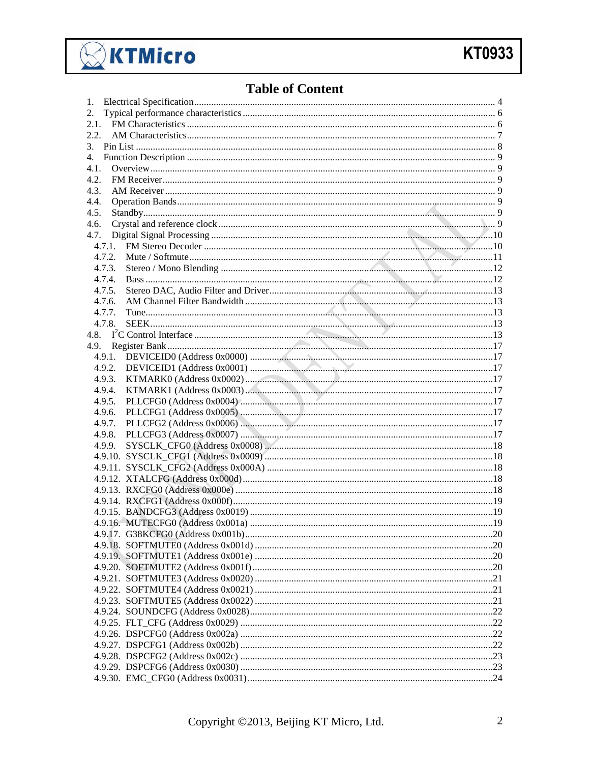# Table of Content

1. Electrical Specification .......... 4
2. Typical performance characteristics .......... 6
2.1. FM Characteristics .......... 6
2.2. AM Characteristics .......... 7
3. Pin List .......... 8
4. Function Description .......... 9
4.1. Overview .......... 9
4.2. FM Receiver .......... 9
4.3. AM Receiver .......... 9
4.4. Operation Bands .......... 9
4.5. Standby .......... 9
4.6. Crystal and reference clock .......... 9
4.7. Digital Signal Processing .......... 10
4.7.1. FM Stereo Decoder .......... 10
4.7.2. Mute / Softmute .......... 11
4.7.3. Stereo / Mono Blending .......... 12
4.7.4. Bass .......... 12
4.7.5. Stereo DAC, Audio Filter and Driver .......... 13
4.7.6. AM Channel Filter Bandwidth .......... 13
4.7.7. Tune .......... 13
4.7.8. SEEK .......... 13
4.8. I$^2$C Control Interface .......... 13
4.9. Register Bank .......... 17
4.9.1. DEVICEID0 (Address 0x0000) .......... 17
4.9.2. DEVICEID1 (Address 0x0001) .......... 17
4.9.3. KTMARK0 (Address 0x0002) .......... 17
4.9.4. KTMARK1 (Address 0x0003) .......... 17
4.9.5. PLLCFG0 (Address 0x0004) .......... 17
4.9.6. PLLCFG1 (Address 0x0005) .......... 17
4.9.7. PLLCFG2 (Address 0x0006) .......... 17
4.9.8. PLLCFG3 (Address 0x0007) .......... 17
4.9.9. SYSCLK_CFG0 (Address 0x0008) .......... 18
4.9.10. SYSCLK_CFG1 (Address 0x0009) .......... 18
4.9.11. SYSCLK_CFG2 (Address 0x000A) .......... 18
4.9.12. XTALCFG (Address 0x000d) .......... 18
4.9.13. RXCFG0 (Address 0x000e) .......... 18
4.9.14. RXCFG1 (Address 0x000f) .......... 19
4.9.15. BANDCFG3 (Address 0x0019) .......... 19
4.9.16. MUTECFG0 (Address 0x001a) .......... 19
4.9.17. G38KCFG0 (Address 0x001b) .......... 20
4.9.18. SOFTMUTE0 (Address 0x001d) .......... 20
4.9.19. SOFTMUTE1 (Address 0x001e) .......... 20
4.9.20. SOFTMUTE2 (Address 0x001f) .......... 20
4.9.21. SOFTMUTE3 (Address 0x0020) .......... 21
4.9.22. SOFTMUTE4 (Address 0x0021) .......... 21
4.9.23. SOFTMUTE5 (Address 0x0022) .......... 21
4.9.24. SOUNDCFG (Address 0x0028) .......... 22
4.9.25. FLT_CFG (Address 0x0029) .......... 22
4.9.26. DSPCFG0 (Address 0x002a) .......... 22
4.9.27. DSPCFG1 (Address 0x002b) .......... 22
4.9.28. DSPCFG2 (Address 0x002c) .......... 23
4.9.29. DSPCFG6 (Address 0x0030) .......... 23
4.9.30. EMC_CFG0 (Address 0x0031) .......... 24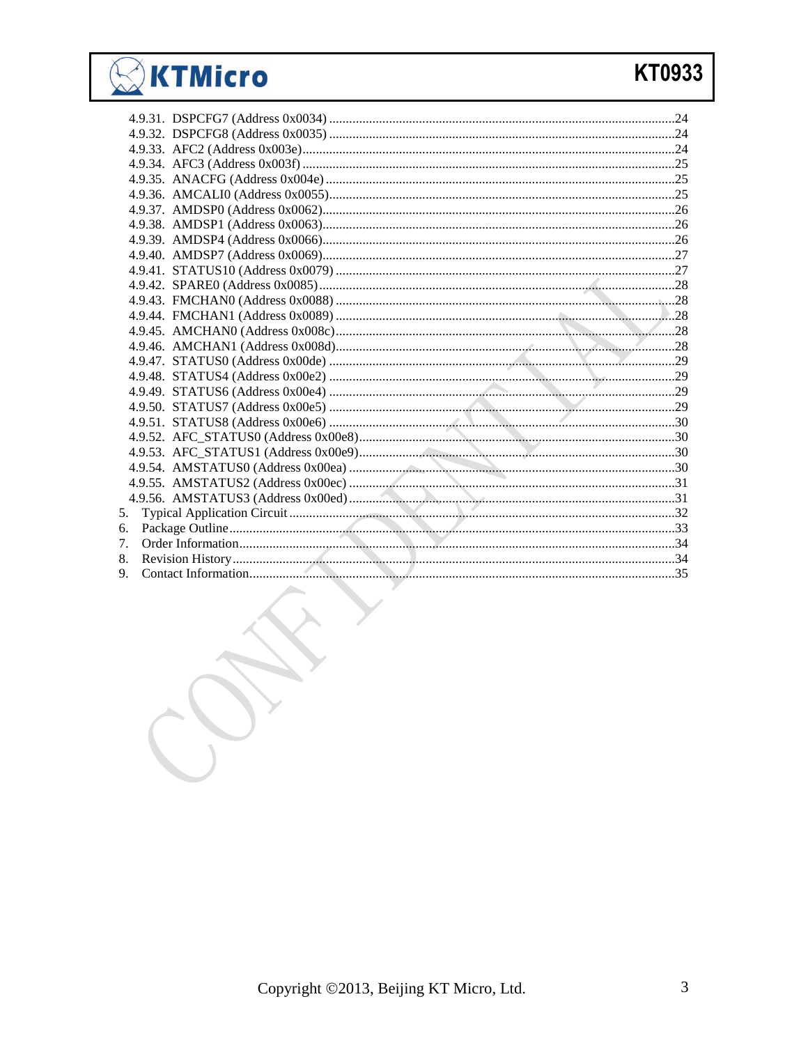- 4.9.31. DSPCFG7 (Address 0x0034) .......... 24
- 4.9.32. DSPCFG8 (Address 0x0035) .......... 24
- 4.9.33. AFC2 (Address 0x003e) .......... 24
- 4.9.34. AFC3 (Address 0x003f) .......... 25
- 4.9.35. ANACFG (Address 0x004e) .......... 25
- 4.9.36. AMCALI0 (Address 0x0055) .......... 25
- 4.9.37. AMDSP0 (Address 0x0062) .......... 26
- 4.9.38. AMDSP1 (Address 0x0063) .......... 26
- 4.9.39. AMDSP4 (Address 0x0066) .......... 26
- 4.9.40. AMDSP7 (Address 0x0069) .......... 27
- 4.9.41. STATUS10 (Address 0x0079) .......... 27
- 4.9.42. SPARE0 (Address 0x0085) .......... 28
- 4.9.43. FMCHAN0 (Address 0x0088) .......... 28
- 4.9.44. FMCHAN1 (Address 0x0089) .......... 28
- 4.9.45. AMCHAN0 (Address 0x008c) .......... 28
- 4.9.46. AMCHAN1 (Address 0x008d) .......... 28
- 4.9.47. STATUS0 (Address 0x00de) .......... 29
- 4.9.48. STATUS4 (Address 0x00e2) .......... 29
- 4.9.49. STATUS6 (Address 0x00e4) .......... 29
- 4.9.50. STATUS7 (Address 0x00e5) .......... 29
- 4.9.51. STATUS8 (Address 0x00e6) .......... 30
- 4.9.52. AFC_STATUS0 (Address 0x00e8) .......... 30
- 4.9.53. AFC_STATUS1 (Address 0x00e9) .......... 30
- 4.9.54. AMSTATUS0 (Address 0x00ea) .......... 30
- 4.9.55. AMSTATUS2 (Address 0x00ec) .......... 31
- 4.9.56. AMSTATUS3 (Address 0x00ed) .......... 31

5. Typical Application Circuit .......... 32
6. Package Outline .......... 33
7. Order Information .......... 34
8. Revision History .......... 34
9. Contact Information .......... 35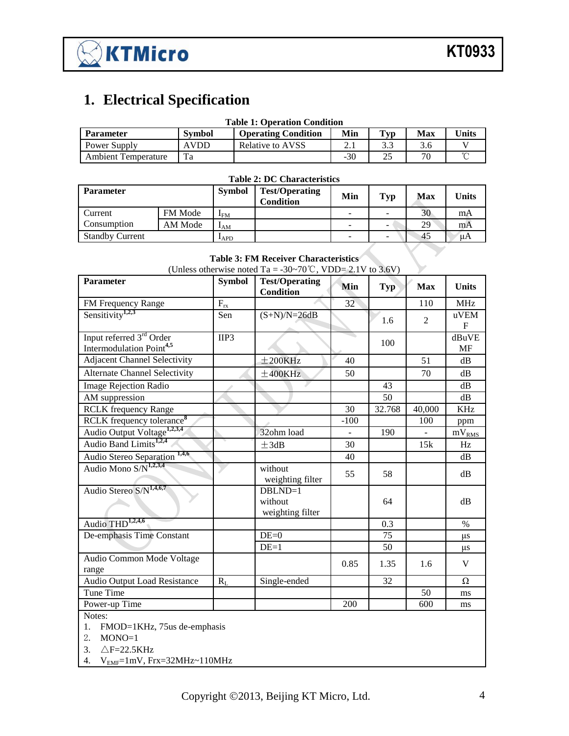# 1. Electrical Specification

**Table 1: Operation Condition**

| Parameter | Symbol | Operating Condition | Min | Typ | Max | Units |
|---|---|---|---|---|---|---|
| Power Supply | AVDD | Relative to AVSS | 2.1 | 3.3 | 3.6 | V |
| Ambient Temperature | Ta | | -30 | 25 | 70 | ℃ |

**Table 2: DC Characteristics**

| Parameter | | Symbol | Test/Operating Condition | Min | Typ | Max | Units |
|---|---|---|---|---|---|---|---|
| Current Consumption | FM Mode | $I_{FM}$ | | - | - | 30 | mA |
| | AM Mode | $I_{AM}$ | | - | - | 29 | mA |
| Standby Current | | $I_{APD}$ | | - | - | 45 | μA |

**Table 3: FM Receiver Characteristics**

(Unless otherwise noted Ta = -30~70℃, VDD= 2.1V to 3.6V)

| Parameter | Symbol | Test/Operating Condition | Min | Typ | Max | Units |
|---|---|---|---|---|---|---|
| FM Frequency Range | $F_{rx}$ | | 32 | | 110 | MHz |
| Sensitivity[1,2,3] | Sen | (S+N)/N=26dB | | 1.6 | 2 | uVEMF |
| Input referred 3rd Order Intermodulation Point[4,5] | IIP3 | | | 100 | | dBuVEMF |
| Adjacent Channel Selectivity | | ±200KHz | 40 | | 51 | dB |
| Alternate Channel Selectivity | | ±400KHz | 50 | | 70 | dB |
| Image Rejection Radio | | | | 43 | | dB |
| AM suppression | | | | 50 | | dB |
| RCLK frequency Range | | | 30 | 32.768 | 40,000 | KHz |
| RCLK frequency tolerance[8] | | | -100 | | 100 | ppm |
| Audio Output Voltage[1,2,3,4] | | 32ohm load | - | 190 | - | $mV_{RMS}$ |
| Audio Band Limits[1,2,4] | | ±3dB | 30 | | 15k | Hz |
| Audio Stereo Separation [1,4,6] | | | 40 | | | dB |
| Audio Mono S/N[1,2,3,4] | | without weighting filter | 55 | 58 | | dB |
| Audio Stereo S/N[1,4,6,7] | | DBLND=1 without weighting filter | | 64 | | dB |
| Audio THD[1,2,4,6] | | | | 0.3 | | % |
| De-emphasis Time Constant | | DE=0 | | 75 | | μs |
| | | DE=1 | | 50 | | μs |
| Audio Common Mode Voltage range | | | 0.85 | 1.35 | 1.6 | V |
| Audio Output Load Resistance | $R_L$ | Single-ended | | 32 | | Ω |
| Tune Time | | | | | 50 | ms |
| Power-up Time | | | 200 | | 600 | ms |

Notes:

1. FMOD=1KHz, 75us de-emphasis
2. MONO=1
3. △F=22.5KHz
4. $V_{EMF}$=1mV, Frx=32MHz~110MHz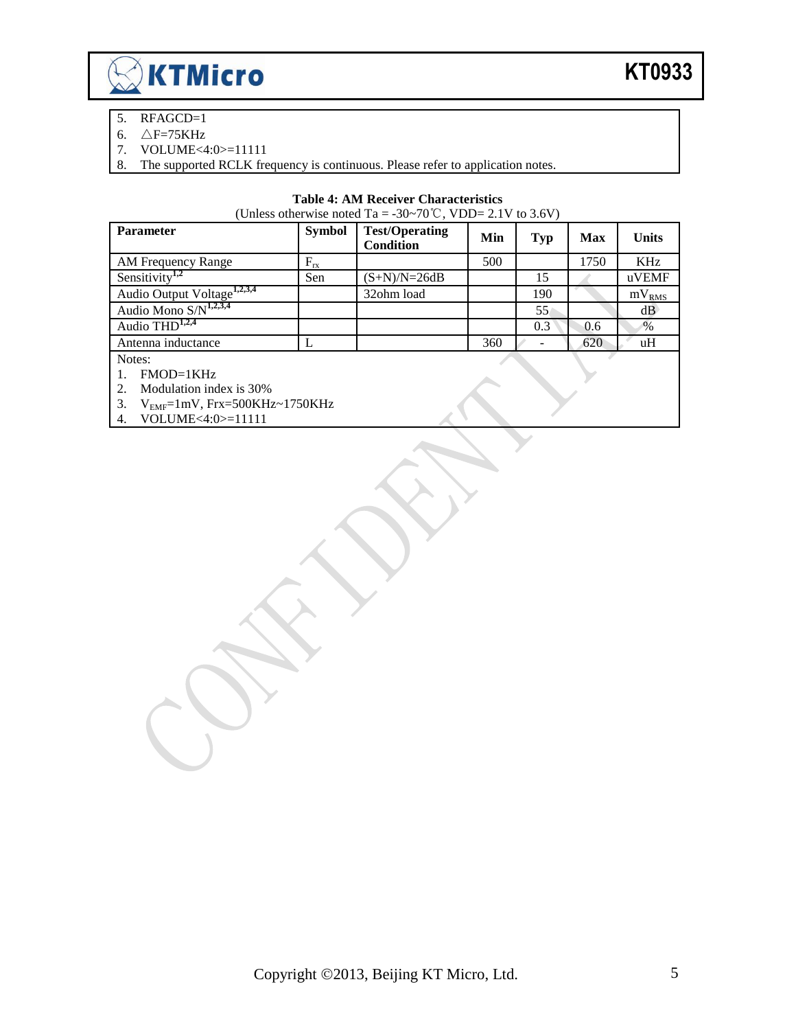5. RFAGCD=1
6. △F=75KHz
7. VOLUME<4:0>=11111
8. The supported RCLK frequency is continuous. Please refer to application notes.

**Table 4: AM Receiver Characteristics**

(Unless otherwise noted Ta = -30~70℃, VDD= 2.1V to 3.6V)

| Parameter | Symbol | Test/Operating Condition | Min | Typ | Max | Units |
|---|---|---|---|---|---|---|
| AM Frequency Range | $F_{rx}$ | | 500 | | 1750 | KHz |
| Sensitivity[1,2] | Sen | (S+N)/N=26dB | | 15 | | uVEMF |
| Audio Output Voltage[1,2,3,4] | | 32ohm load | | 190 | | $mV_{RMS}$ |
| Audio Mono S/N[1,2,3,4] | | | | 55 | | dB |
| Audio THD[1,2,4] | | | | 0.3 | 0.6 | % |
| Antenna inductance | L | | 360 | - | 620 | uH |

Notes:

1. FMOD=1KHz
2. Modulation index is 30%
3. $V_{EMF}$=1mV, Frx=500KHz~1750KHz
4. VOLUME<4:0>=11111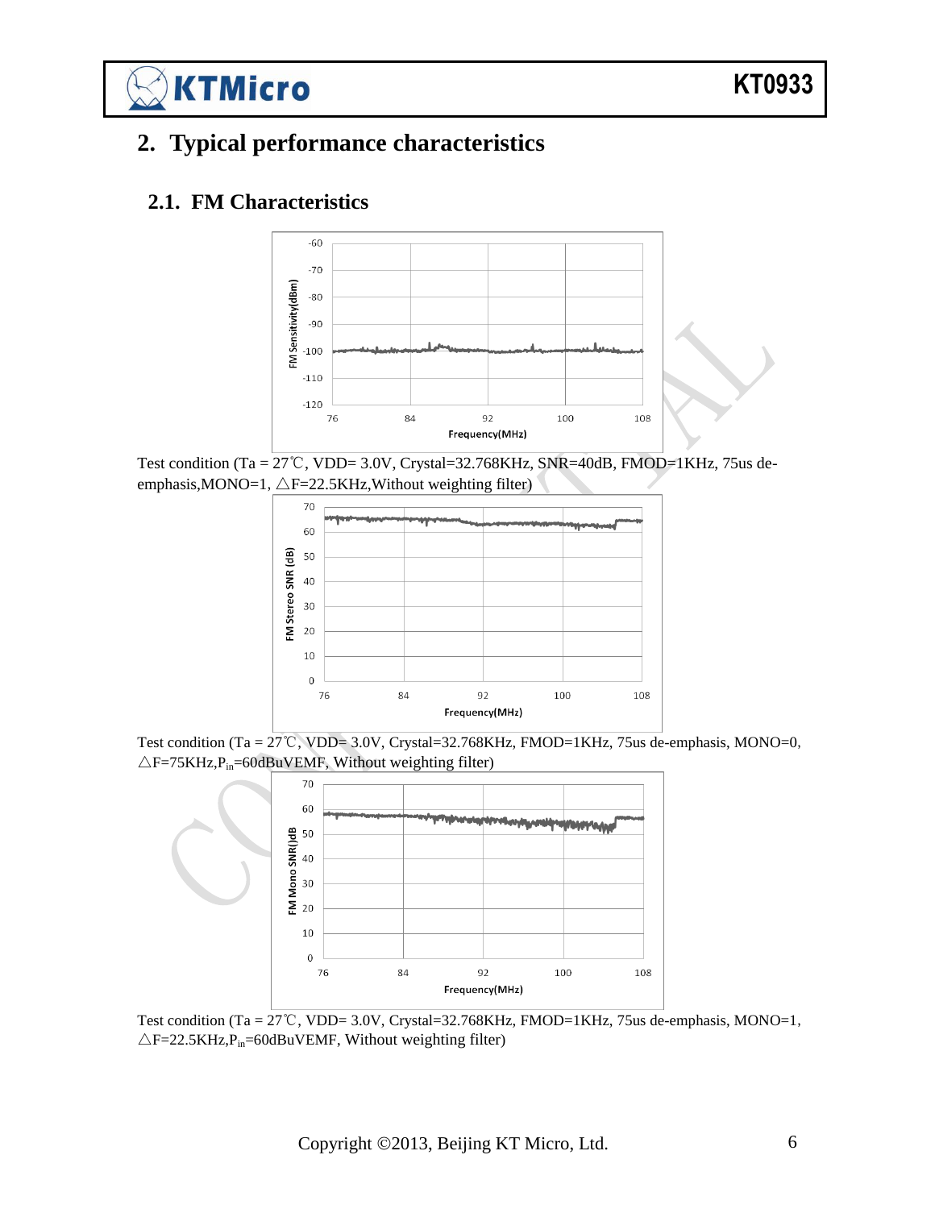## 2. Typical performance characteristics

### 2.1. FM Characteristics

Test condition (Ta = 27℃, VDD= 3.0V, Crystal=32.768KHz, SNR=40dB, FMOD=1KHz, 75us de-emphasis,MONO=1, △F=22.5KHz,Without weighting filter)

Test condition (Ta = 27℃, VDD= 3.0V, Crystal=32.768KHz, FMOD=1KHz, 75us de-emphasis, MONO=0, △F=75KHz,$P_{in}$=60dBuVEMF, Without weighting filter)

Test condition (Ta = 27℃, VDD= 3.0V, Crystal=32.768KHz, FMOD=1KHz, 75us de-emphasis, MONO=1, △F=22.5KHz,$P_{in}$=60dBuVEMF, Without weighting filter)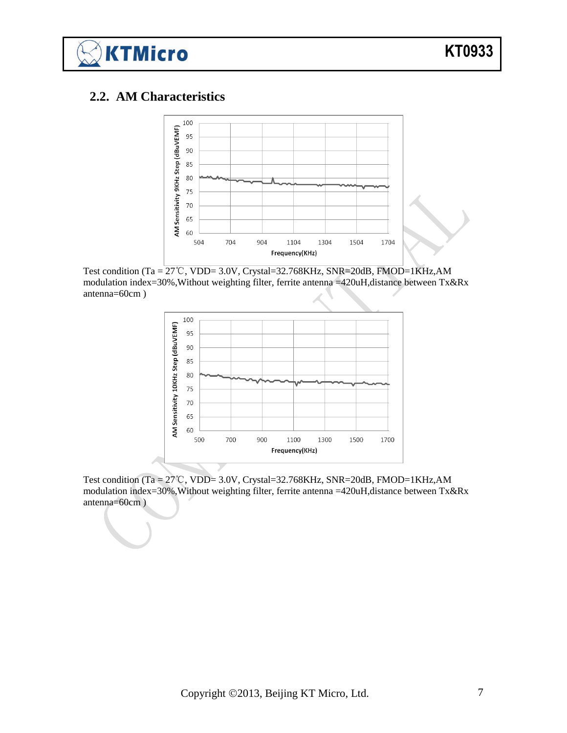## 2.2. AM Characteristics

Test condition (Ta = 27℃, VDD= 3.0V, Crystal=32.768KHz, SNR=20dB, FMOD=1KHz,AM modulation index=30%,Without weighting filter, ferrite antenna =420uH,distance between Tx&Rx antenna=60cm )

Test condition (Ta = 27℃, VDD= 3.0V, Crystal=32.768KHz, SNR=20dB, FMOD=1KHz,AM modulation index=30%,Without weighting filter, ferrite antenna =420uH,distance between Tx&Rx antenna=60cm )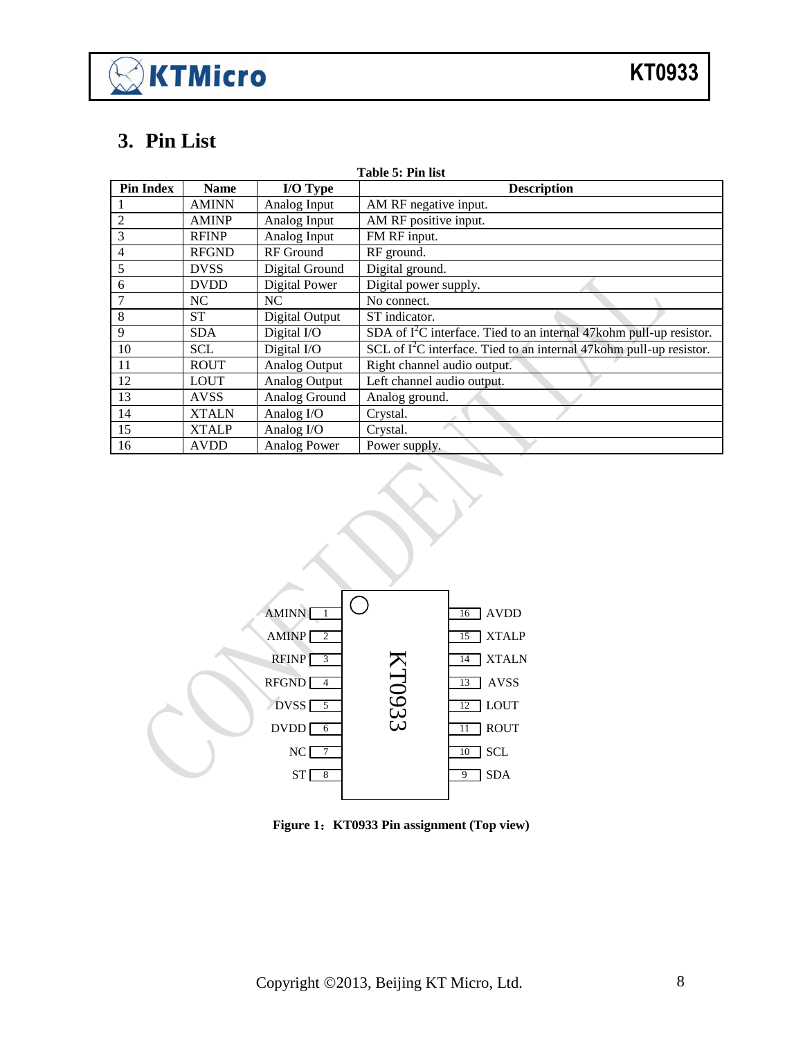# 3. Pin List

**Table 5: Pin list**

| Pin Index | Name | I/O Type | Description |
|---|---|---|---|
| 1 | AMINN | Analog Input | AM RF negative input. |
| 2 | AMINP | Analog Input | AM RF positive input. |
| 3 | RFINP | Analog Input | FM RF input. |
| 4 | RFGND | RF Ground | RF ground. |
| 5 | DVSS | Digital Ground | Digital ground. |
| 6 | DVDD | Digital Power | Digital power supply. |
| 7 | NC | NC | No connect. |
| 8 | ST | Digital Output | ST indicator. |
| 9 | SDA | Digital I/O | SDA of $I^2C$ interface. Tied to an internal 47kohm pull-up resistor. |
| 10 | SCL | Digital I/O | SCL of $I^2C$ interface. Tied to an internal 47kohm pull-up resistor. |
| 11 | ROUT | Analog Output | Right channel audio output. |
| 12 | LOUT | Analog Output | Left channel audio output. |
| 13 | AVSS | Analog Ground | Analog ground. |
| 14 | XTALN | Analog I/O | Crystal. |
| 15 | XTALP | Analog I/O | Crystal. |
| 16 | AVDD | Analog Power | Power supply. |

| Left Pin Name | Pin | KT0933 | Pin | Right Pin Name |
|---|---|---|---|---|
| AMINN | 1 | | 16 | AVDD |
| AMINP | 2 | | 15 | XTALP |
| RFINP | 3 | | 14 | XTALN |
| RFGND | 4 | | 13 | AVSS |
| DVSS | 5 | | 12 | LOUT |
| DVDD | 6 | | 11 | ROUT |
| NC | 7 | | 10 | SCL |
| ST | 8 | | 9 | SDA |

**Figure 1：KT0933 Pin assignment (Top view)**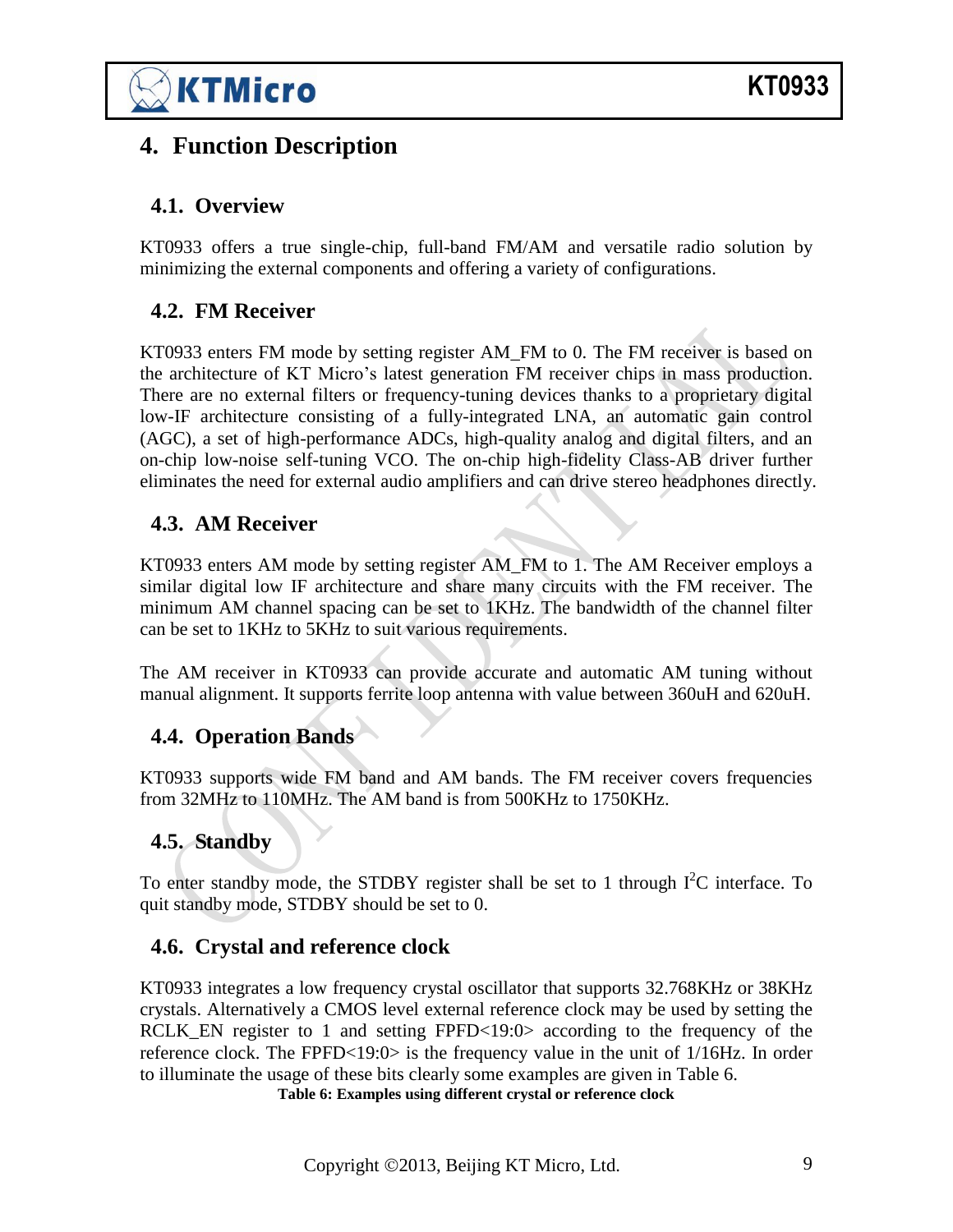# 4. Function Description

## 4.1. Overview

KT0933 offers a true single-chip, full-band FM/AM and versatile radio solution by minimizing the external components and offering a variety of configurations.

## 4.2. FM Receiver

KT0933 enters FM mode by setting register AM_FM to 0. The FM receiver is based on the architecture of KT Micro's latest generation FM receiver chips in mass production. There are no external filters or frequency-tuning devices thanks to a proprietary digital low-IF architecture consisting of a fully-integrated LNA, an automatic gain control (AGC), a set of high-performance ADCs, high-quality analog and digital filters, and an on-chip low-noise self-tuning VCO. The on-chip high-fidelity Class-AB driver further eliminates the need for external audio amplifiers and can drive stereo headphones directly.

## 4.3. AM Receiver

KT0933 enters AM mode by setting register AM_FM to 1. The AM Receiver employs a similar digital low IF architecture and share many circuits with the FM receiver. The minimum AM channel spacing can be set to 1KHz. The bandwidth of the channel filter can be set to 1KHz to 5KHz to suit various requirements.

The AM receiver in KT0933 can provide accurate and automatic AM tuning without manual alignment. It supports ferrite loop antenna with value between 360uH and 620uH.

## 4.4. Operation Bands

KT0933 supports wide FM band and AM bands. The FM receiver covers frequencies from 32MHz to 110MHz. The AM band is from 500KHz to 1750KHz.

## 4.5. Standby

To enter standby mode, the STDBY register shall be set to 1 through $I^2C$ interface. To quit standby mode, STDBY should be set to 0.

## 4.6. Crystal and reference clock

KT0933 integrates a low frequency crystal oscillator that supports 32.768KHz or 38KHz crystals. Alternatively a CMOS level external reference clock may be used by setting the RCLK_EN register to 1 and setting FPFD<19:0> according to the frequency of the reference clock. The FPFD<19:0> is the frequency value in the unit of 1/16Hz. In order to illuminate the usage of these bits clearly some examples are given in Table 6.

**Table 6: Examples using different crystal or reference clock**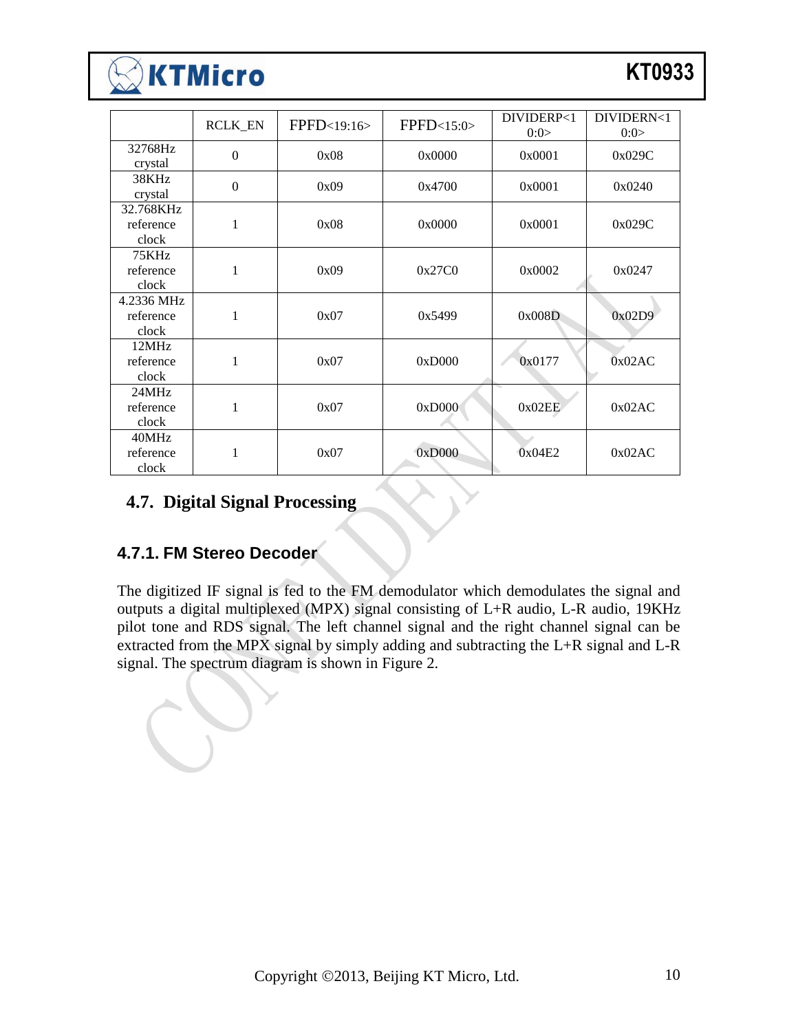| | RCLK_EN | FPFD<19:16> | FPFD<15:0> | DIVIDERP<10:0> | DIVIDERN<10:0> |
|---|---|---|---|---|---|
| 32768Hz crystal | 0 | 0x08 | 0x0000 | 0x0001 | 0x029C |
| 38KHz crystal | 0 | 0x09 | 0x4700 | 0x0001 | 0x0240 |
| 32.768KHz reference clock | 1 | 0x08 | 0x0000 | 0x0001 | 0x029C |
| 75KHz reference clock | 1 | 0x09 | 0x27C0 | 0x0002 | 0x0247 |
| 4.2336 MHz reference clock | 1 | 0x07 | 0x5499 | 0x008D | 0x02D9 |
| 12MHz reference clock | 1 | 0x07 | 0xD000 | 0x0177 | 0x02AC |
| 24MHz reference clock | 1 | 0x07 | 0xD000 | 0x02EE | 0x02AC |
| 40MHz reference clock | 1 | 0x07 | 0xD000 | 0x04E2 | 0x02AC |

## 4.7. Digital Signal Processing

### 4.7.1. FM Stereo Decoder

The digitized IF signal is fed to the FM demodulator which demodulates the signal and outputs a digital multiplexed (MPX) signal consisting of L+R audio, L-R audio, 19KHz pilot tone and RDS signal. The left channel signal and the right channel signal can be extracted from the MPX signal by simply adding and subtracting the L+R signal and L-R signal. The spectrum diagram is shown in Figure 2.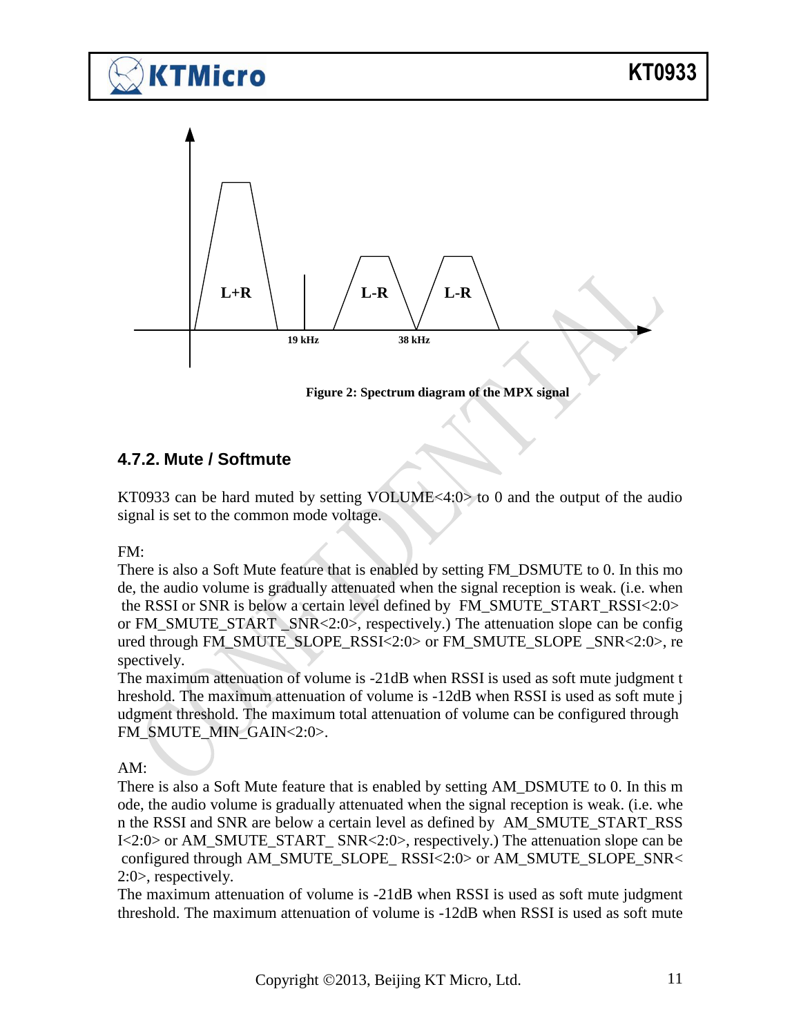Figure 2: Spectrum diagram of the MPX signal

### 4.7.2. Mute / Softmute

KT0933 can be hard muted by setting VOLUME<4:0> to 0 and the output of the audio signal is set to the common mode voltage.

FM:
There is also a Soft Mute feature that is enabled by setting FM_DSMUTE to 0. In this mode, the audio volume is gradually attenuated when the signal reception is weak. (i.e. when the RSSI or SNR is below a certain level defined by FM_SMUTE_START_RSSI<2:0> or FM_SMUTE_START _SNR<2:0>, respectively.) The attenuation slope can be configured through FM_SMUTE_SLOPE_RSSI<2:0> or FM_SMUTE_SLOPE _SNR<2:0>, respectively.
The maximum attenuation of volume is -21dB when RSSI is used as soft mute judgment threshold. The maximum attenuation of volume is -12dB when RSSI is used as soft mute judgment threshold. The maximum total attenuation of volume can be configured through FM_SMUTE_MIN_GAIN<2:0>.

AM:
There is also a Soft Mute feature that is enabled by setting AM_DSMUTE to 0. In this mode, the audio volume is gradually attenuated when the signal reception is weak. (i.e. when the RSSI and SNR are below a certain level as defined by AM_SMUTE_START_RSSI<2:0> or AM_SMUTE_START_ SNR<2:0>, respectively.) The attenuation slope can be configured through AM_SMUTE_SLOPE_ RSSI<2:0> or AM_SMUTE_SLOPE_SNR<2:0>, respectively.
The maximum attenuation of volume is -21dB when RSSI is used as soft mute judgment threshold. The maximum attenuation of volume is -12dB when RSSI is used as soft mute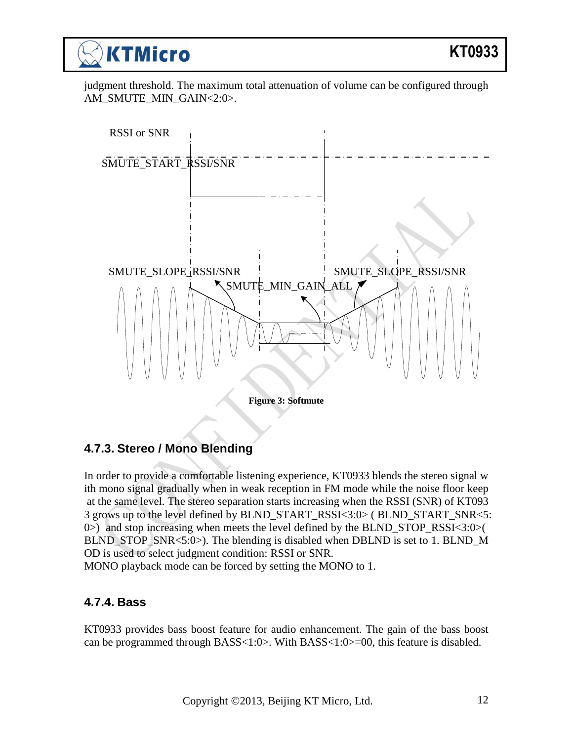judgment threshold. The maximum total attenuation of volume can be configured through AM_SMUTE_MIN_GAIN<2:0>.

RSSI or SNR

SMUTE_START_RSSI/SNR

SMUTE_SLOPE_RSSI/SNR

SMUTE_MIN_GAIN_ALL

SMUTE_SLOPE_RSSI/SNR

**Figure 3: Softmute**

### 4.7.3. Stereo / Mono Blending

In order to provide a comfortable listening experience, KT0933 blends the stereo signal with mono signal gradually when in weak reception in FM mode while the noise floor keep at the same level. The stereo separation starts increasing when the RSSI (SNR) of KT0933 grows up to the level defined by BLND_START_RSSI<3:0> ( BLND_START_SNR<5:0>) and stop increasing when meets the level defined by the BLND_STOP_RSSI<3:0>( BLND_STOP_SNR<5:0>). The blending is disabled when DBLND is set to 1. BLND_MOD is used to select judgment condition: RSSI or SNR.

MONO playback mode can be forced by setting the MONO to 1.

### 4.7.4. Bass

KT0933 provides bass boost feature for audio enhancement. The gain of the bass boost can be programmed through BASS<1:0>. With BASS<1:0>=00, this feature is disabled.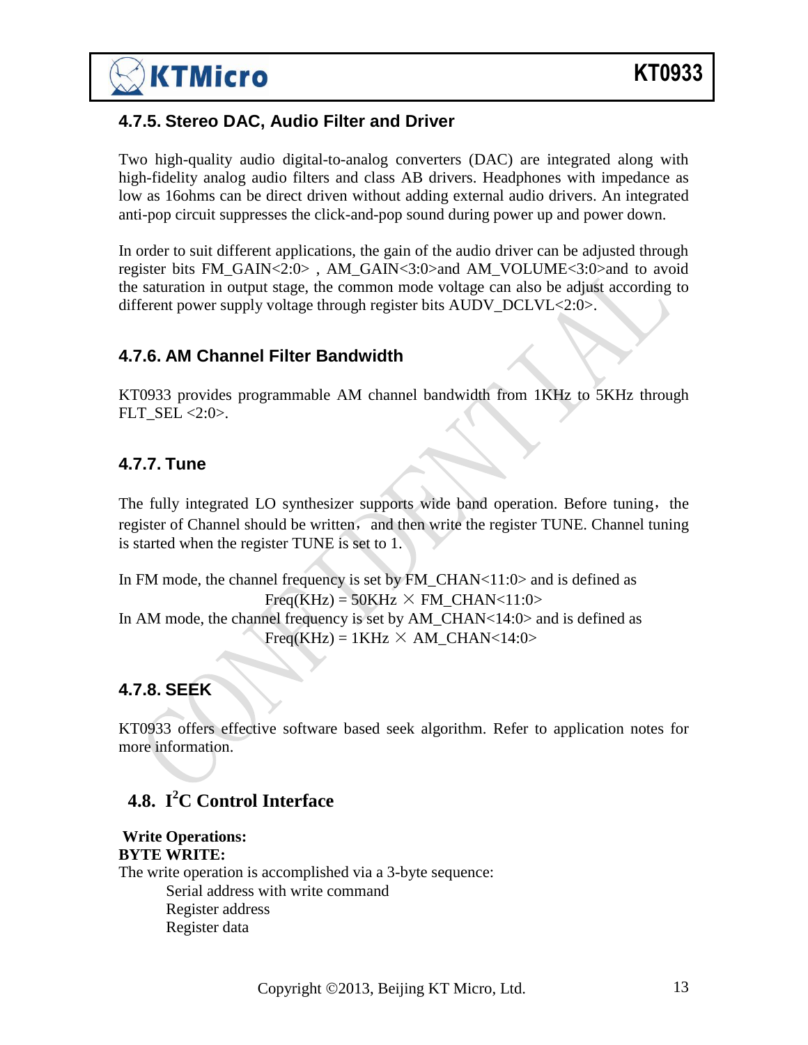### 4.7.5. Stereo DAC, Audio Filter and Driver

Two high-quality audio digital-to-analog converters (DAC) are integrated along with high-fidelity analog audio filters and class AB drivers. Headphones with impedance as low as 16ohms can be direct driven without adding external audio drivers. An integrated anti-pop circuit suppresses the click-and-pop sound during power up and power down.

In order to suit different applications, the gain of the audio driver can be adjusted through register bits FM_GAIN<2:0> , AM_GAIN<3:0>and AM_VOLUME<3:0>and to avoid the saturation in output stage, the common mode voltage can also be adjust according to different power supply voltage through register bits AUDV_DCLVL<2:0>.

### 4.7.6. AM Channel Filter Bandwidth

KT0933 provides programmable AM channel bandwidth from 1KHz to 5KHz through FLT_SEL <2:0>.

### 4.7.7. Tune

The fully integrated LO synthesizer supports wide band operation. Before tuning，the register of Channel should be written，and then write the register TUNE. Channel tuning is started when the register TUNE is set to 1.

In FM mode, the channel frequency is set by FM_CHAN<11:0> and is defined as

Freq(KHz) = 50KHz × FM_CHAN<11:0>

In AM mode, the channel frequency is set by AM_CHAN<14:0> and is defined as

Freq(KHz) = 1KHz × AM_CHAN<14:0>

### 4.7.8. SEEK

KT0933 offers effective software based seek algorithm. Refer to application notes for more information.

## 4.8. I²C Control Interface

**Write Operations:**

**BYTE WRITE:**

The write operation is accomplished via a 3-byte sequence:

- Serial address with write command
- Register address
- Register data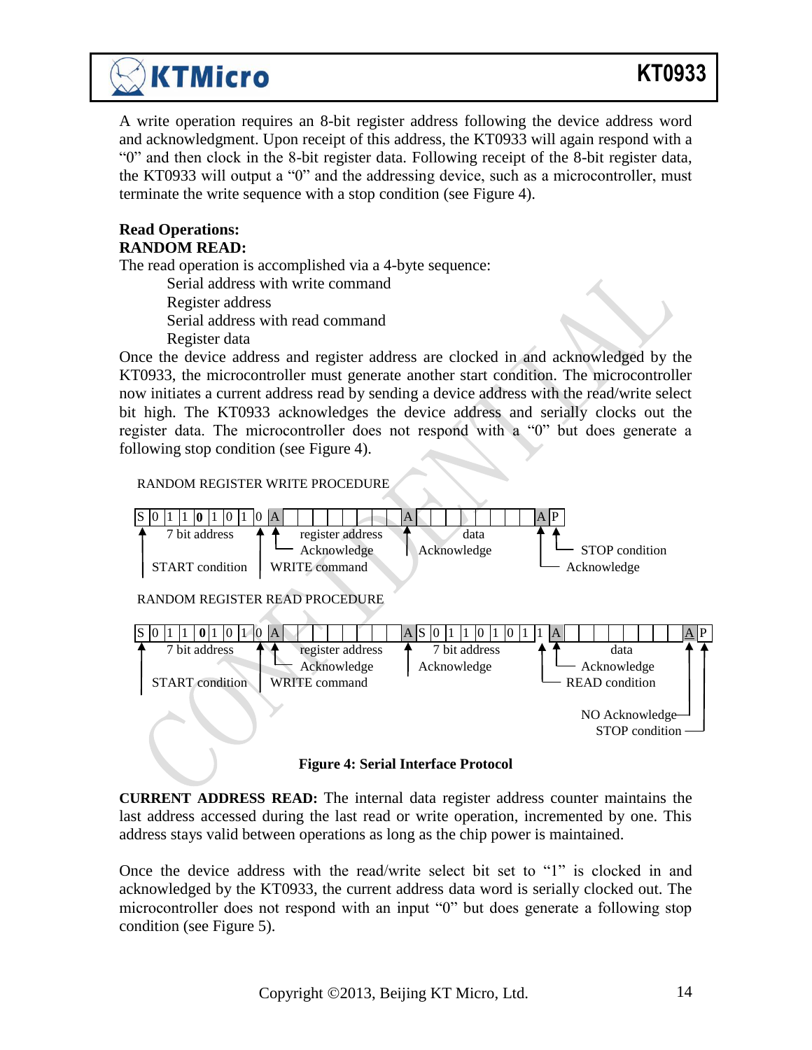A write operation requires an 8-bit register address following the device address word and acknowledgment. Upon receipt of this address, the KT0933 will again respond with a “0” and then clock in the 8-bit register data. Following receipt of the 8-bit register data, the KT0933 will output a “0” and the addressing device, such as a microcontroller, must terminate the write sequence with a stop condition (see Figure 4).

**Read Operations:**
**RANDOM READ:**
The read operation is accomplished via a 4-byte sequence:

- Serial address with write command
- Register address
- Serial address with read command
- Register data

Once the device address and register address are clocked in and acknowledged by the KT0933, the microcontroller must generate another start condition. The microcontroller now initiates a current address read by sending a device address with the read/write select bit high. The KT0933 acknowledges the device address and serially clocks out the register data. The microcontroller does not respond with a “0” but does generate a following stop condition (see Figure 4).

RANDOM REGISTER WRITE PROCEDURE

| S | 0 | 1 | 1 | 0 | 1 | 0 | 1 | 0 | A | | | | | | | | | A | | | | | | | | | A | P |
|---|---|---|---|---|---|---|---|---|---|---|---|---|---|---|---|---|---|---|---|---|---|---|---|---|---|---|---|---|

START condition; 7 bit address; WRITE command; Acknowledge; register address; Acknowledge; data; Acknowledge; STOP condition

RANDOM REGISTER READ PROCEDURE

| S | 0 | 1 | 1 | 0 | 1 | 0 | 1 | 0 | A | | | | | | | | | A | S | 0 | 1 | 1 | 0 | 1 | 0 | 1 | 1 | A | | | | | | | | | A | P |
|---|---|---|---|---|---|---|---|---|---|---|---|---|---|---|---|---|---|---|---|---|---|---|---|---|---|---|---|---|---|---|---|---|---|---|---|---|---|---|

START condition; 7 bit address; WRITE command; Acknowledge; register address; Acknowledge; START condition; 7 bit address; READ condition; Acknowledge; data; NO Acknowledge; STOP condition

**Figure 4: Serial Interface Protocol**

**CURRENT ADDRESS READ:** The internal data register address counter maintains the last address accessed during the last read or write operation, incremented by one. This address stays valid between operations as long as the chip power is maintained.

Once the device address with the read/write select bit set to “1” is clocked in and acknowledged by the KT0933, the current address data word is serially clocked out. The microcontroller does not respond with an input “0” but does generate a following stop condition (see Figure 5).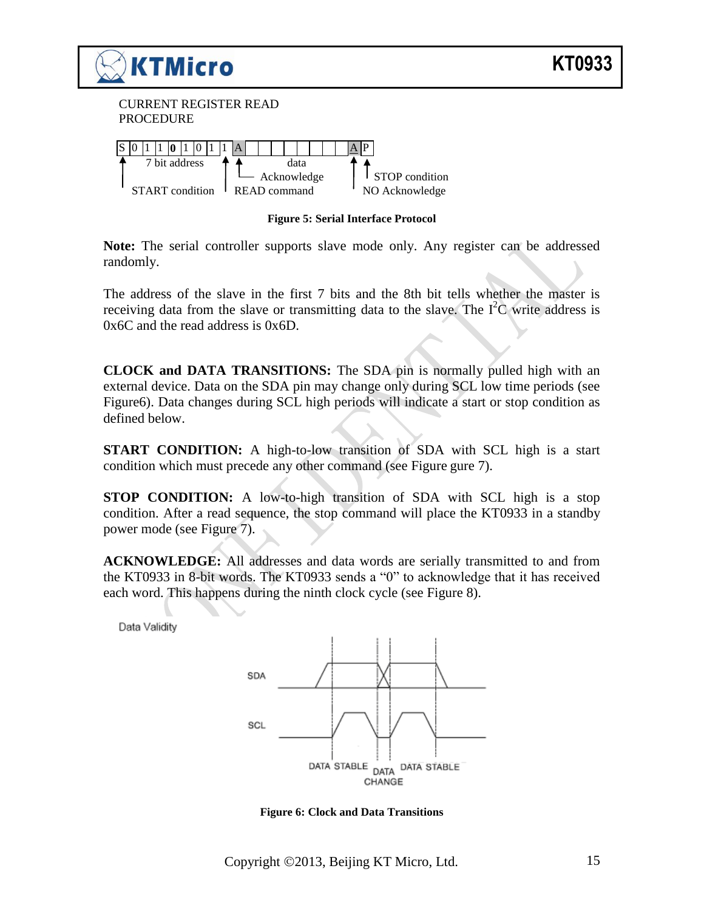CURRENT REGISTER READ PROCEDURE

| S | 0 | 1 | 1 | **0** | 1 | 0 | 1 | 1 | A | | | | | | | | | A | P |
|---|---|---|---|---|---|---|---|---|---|---|---|---|---|---|---|---|---|---|---|

7 bit address — data — START condition — READ command — Acknowledge — STOP condition — NO Acknowledge

**Figure 5: Serial Interface Protocol**

**Note:** The serial controller supports slave mode only. Any register can be addressed randomly.

The address of the slave in the first 7 bits and the 8th bit tells whether the master is receiving data from the slave or transmitting data to the slave. The $I^2C$ write address is 0x6C and the read address is 0x6D.

**CLOCK and DATA TRANSITIONS:** The SDA pin is normally pulled high with an external device. Data on the SDA pin may change only during SCL low time periods (see Figure6). Data changes during SCL high periods will indicate a start or stop condition as defined below.

**START CONDITION:** A high-to-low transition of SDA with SCL high is a start condition which must precede any other command (see Figure gure 7).

**STOP CONDITION:** A low-to-high transition of SDA with SCL high is a stop condition. After a read sequence, the stop command will place the KT0933 in a standby power mode (see Figure 7).

**ACKNOWLEDGE:** All addresses and data words are serially transmitted to and from the KT0933 in 8-bit words. The KT0933 sends a "0" to acknowledge that it has received each word. This happens during the ninth clock cycle (see Figure 8).

Data Validity

SDA — SCL — DATA STABLE — DATA CHANGE — DATA STABLE

**Figure 6: Clock and Data Transitions**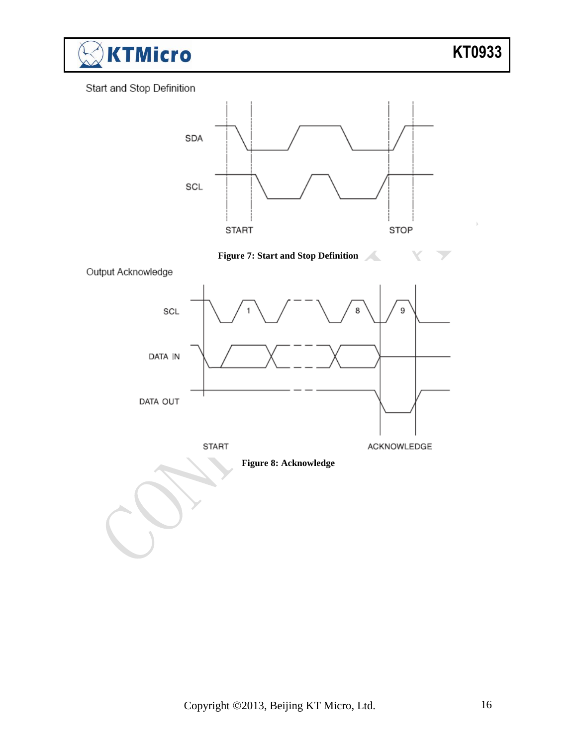Start and Stop Definition

Figure 7: Start and Stop Definition

Output Acknowledge

Figure 8: Acknowledge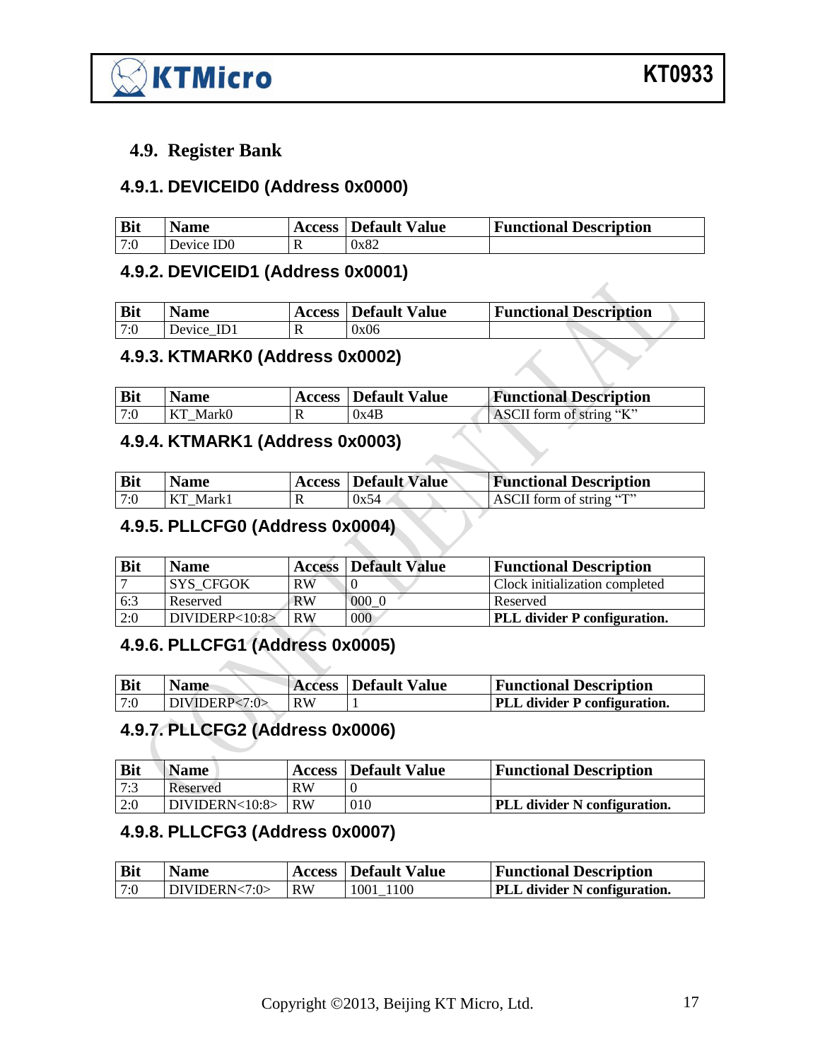## 4.9. Register Bank

### 4.9.1. DEVICEID0 (Address 0x0000)

| Bit | Name | Access | Default Value | Functional Description |
|---|---|---|---|---|
| 7:0 | Device ID0 | R | 0x82 | |

### 4.9.2. DEVICEID1 (Address 0x0001)

| Bit | Name | Access | Default Value | Functional Description |
|---|---|---|---|---|
| 7:0 | Device_ID1 | R | 0x06 | |

### 4.9.3. KTMARK0 (Address 0x0002)

| Bit | Name | Access | Default Value | Functional Description |
|---|---|---|---|---|
| 7:0 | KT_Mark0 | R | 0x4B | ASCII form of string "K" |

### 4.9.4. KTMARK1 (Address 0x0003)

| Bit | Name | Access | Default Value | Functional Description |
|---|---|---|---|---|
| 7:0 | KT_Mark1 | R | 0x54 | ASCII form of string "T" |

### 4.9.5. PLLCFG0 (Address 0x0004)

| Bit | Name | Access | Default Value | Functional Description |
|---|---|---|---|---|
| 7 | SYS_CFGOK | RW | 0 | Clock initialization completed |
| 6:3 | Reserved | RW | 000_0 | Reserved |
| 2:0 | DIVIDERP<10:8> | RW | 000 | **PLL divider P configuration.** |

### 4.9.6. PLLCFG1 (Address 0x0005)

| Bit | Name | Access | Default Value | Functional Description |
|---|---|---|---|---|
| 7:0 | DIVIDERP<7:0> | RW | 1 | **PLL divider P configuration.** |

### 4.9.7. PLLCFG2 (Address 0x0006)

| Bit | Name | Access | Default Value | Functional Description |
|---|---|---|---|---|
| 7:3 | Reserved | RW | 0 | |
| 2:0 | DIVIDERN<10:8> | RW | 010 | **PLL divider N configuration.** |

### 4.9.8. PLLCFG3 (Address 0x0007)

| Bit | Name | Access | Default Value | Functional Description |
|---|---|---|---|---|
| 7:0 | DIVIDERN<7:0> | RW | 1001_1100 | **PLL divider N configuration.** |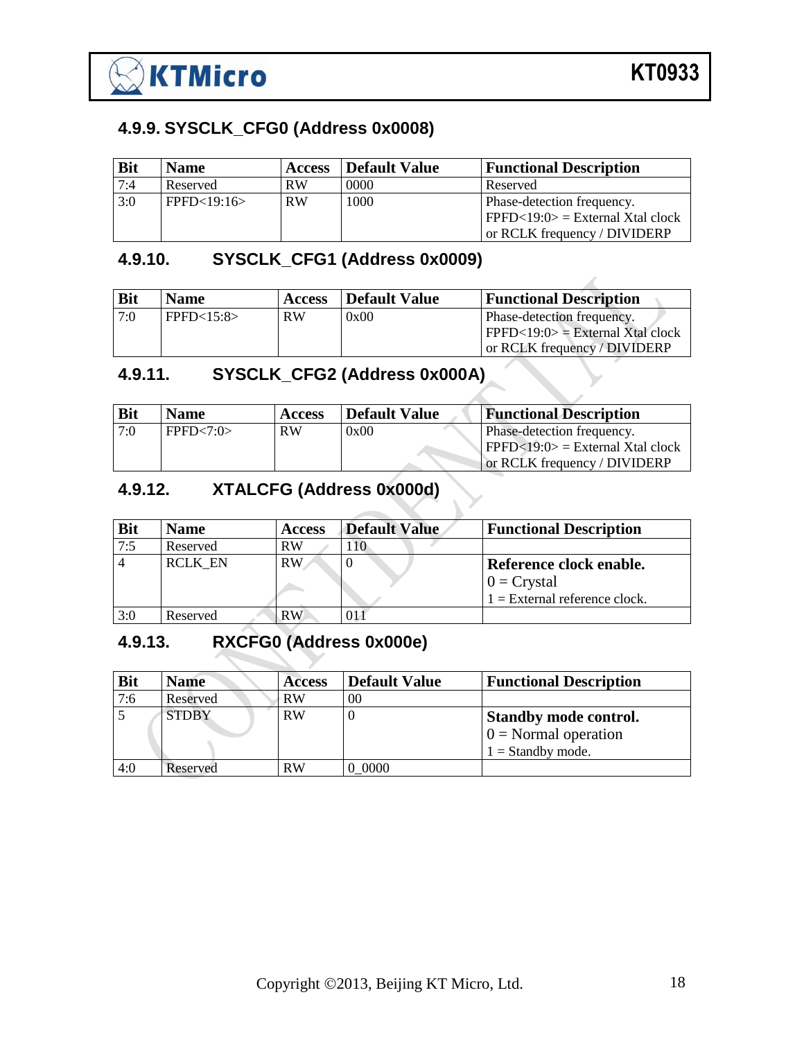### 4.9.9. SYSCLK_CFG0 (Address 0x0008)

| Bit | Name | Access | Default Value | Functional Description |
|---|---|---|---|---|
| 7:4 | Reserved | RW | 0000 | Reserved |
| 3:0 | FPFD<19:16> | RW | 1000 | Phase-detection frequency.<br>FPFD<19:0> = External Xtal clock or RCLK frequency / DIVIDERP |

### 4.9.10. SYSCLK_CFG1 (Address 0x0009)

| Bit | Name | Access | Default Value | Functional Description |
|---|---|---|---|---|
| 7:0 | FPFD<15:8> | RW | 0x00 | Phase-detection frequency.<br>FPFD<19:0> = External Xtal clock or RCLK frequency / DIVIDERP |

### 4.9.11. SYSCLK_CFG2 (Address 0x000A)

| Bit | Name | Access | Default Value | Functional Description |
|---|---|---|---|---|
| 7:0 | FPFD<7:0> | RW | 0x00 | Phase-detection frequency.<br>FPFD<19:0> = External Xtal clock or RCLK frequency / DIVIDERP |

### 4.9.12. XTALCFG (Address 0x000d)

| Bit | Name | Access | Default Value | Functional Description |
|---|---|---|---|---|
| 7:5 | Reserved | RW | 110 | |
| 4 | RCLK_EN | RW | 0 | **Reference clock enable.**<br>0 = Crystal<br>1 = External reference clock. |
| 3:0 | Reserved | RW | 011 | |

### 4.9.13. RXCFG0 (Address 0x000e)

| Bit | Name | Access | Default Value | Functional Description |
|---|---|---|---|---|
| 7:6 | Reserved | RW | 00 | |
| 5 | STDBY | RW | 0 | **Standby mode control.**<br>0 = Normal operation<br>1 = Standby mode. |
| 4:0 | Reserved | RW | 0_0000 | |

Copyright ©2013, Beijing KT Micro, Ltd.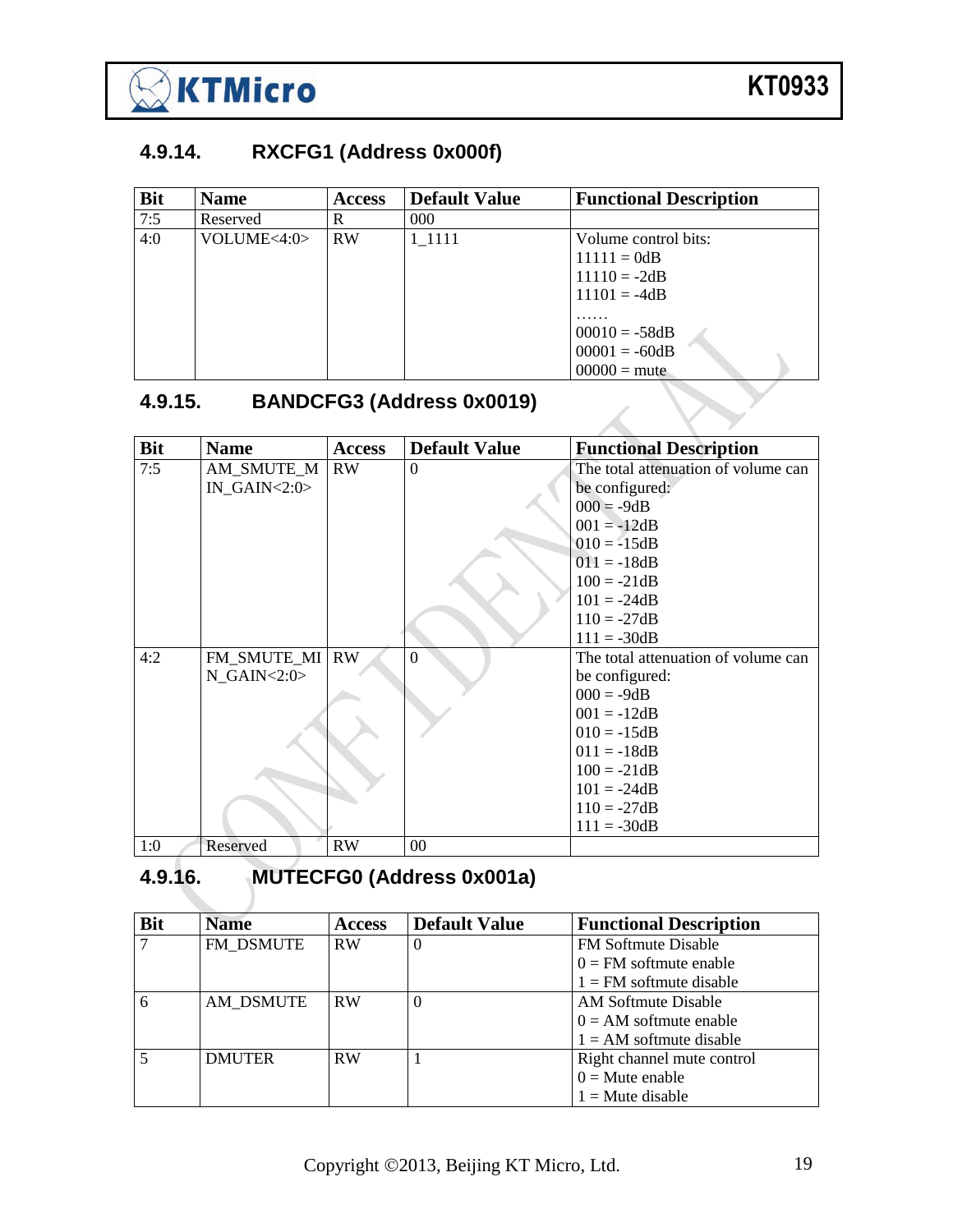### 4.9.14. RXCFG1 (Address 0x000f)

| Bit | Name | Access | Default Value | Functional Description |
|---|---|---|---|---|
| 7:5 | Reserved | R | 000 | |
| 4:0 | VOLUME<4:0> | RW | 1_1111 | Volume control bits:<br>11111 = 0dB<br>11110 = -2dB<br>11101 = -4dB<br>……<br>00010 = -58dB<br>00001 = -60dB<br>00000 = mute |

### 4.9.15. BANDCFG3 (Address 0x0019)

| Bit | Name | Access | Default Value | Functional Description |
|---|---|---|---|---|
| 7:5 | AM_SMUTE_MIN_GAIN<2:0> | RW | 0 | The total attenuation of volume can be configured:<br>000 = -9dB<br>001 = -12dB<br>010 = -15dB<br>011 = -18dB<br>100 = -21dB<br>101 = -24dB<br>110 = -27dB<br>111 = -30dB |
| 4:2 | FM_SMUTE_MIN_GAIN<2:0> | RW | 0 | The total attenuation of volume can be configured:<br>000 = -9dB<br>001 = -12dB<br>010 = -15dB<br>011 = -18dB<br>100 = -21dB<br>101 = -24dB<br>110 = -27dB<br>111 = -30dB |
| 1:0 | Reserved | RW | 00 | |

### 4.9.16. MUTECFG0 (Address 0x001a)

| Bit | Name | Access | Default Value | Functional Description |
|---|---|---|---|---|
| 7 | FM_DSMUTE | RW | 0 | FM Softmute Disable<br>0 = FM softmute enable<br>1 = FM softmute disable |
| 6 | AM_DSMUTE | RW | 0 | AM Softmute Disable<br>0 = AM softmute enable<br>1 = AM softmute disable |
| 5 | DMUTER | RW | 1 | Right channel mute control<br>0 = Mute enable<br>1 = Mute disable |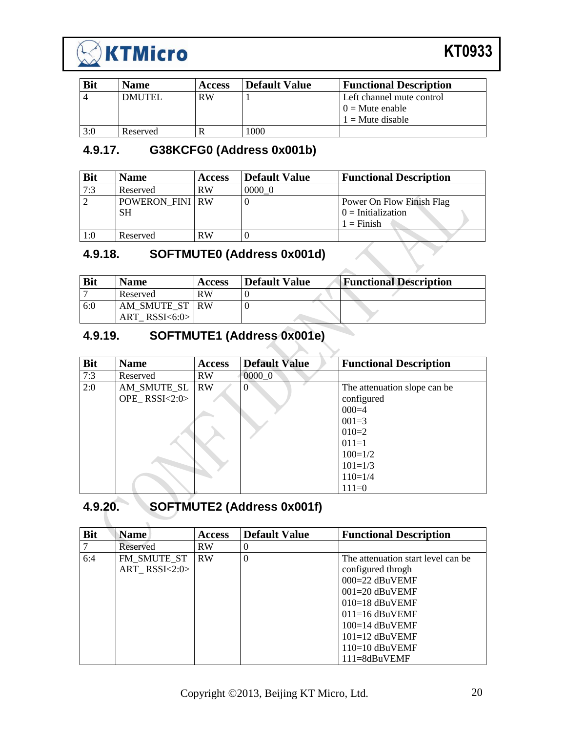| Bit | Name | Access | Default Value | Functional Description |
| --- | --- | --- | --- | --- |
| 4 | DMUTEL | RW | 1 | Left channel mute control<br>0 = Mute enable<br>1 = Mute disable |
| 3:0 | Reserved | R | 1000 | |

### 4.9.17. G38KCFG0 (Address 0x001b)

| Bit | Name | Access | Default Value | Functional Description |
| --- | --- | --- | --- | --- |
| 7:3 | Reserved | RW | 0000_0 | |
| 2 | POWERON_FINISH | RW | 0 | Power On Flow Finish Flag<br>0 = Initialization<br>1 = Finish |
| 1:0 | Reserved | RW | 0 | |

### 4.9.18. SOFTMUTE0 (Address 0x001d)

| Bit | Name | Access | Default Value | Functional Description |
| --- | --- | --- | --- | --- |
| 7 | Reserved | RW | 0 | |
| 6:0 | AM_SMUTE_START_ RSSI<6:0> | RW | 0 | |

### 4.9.19. SOFTMUTE1 (Address 0x001e)

| Bit | Name | Access | Default Value | Functional Description |
| --- | --- | --- | --- | --- |
| 7:3 | Reserved | RW | 0000_0 | |
| 2:0 | AM_SMUTE_SLOPE_ RSSI<2:0> | RW | 0 | The attenuation slope can be configured<br>000=4<br>001=3<br>010=2<br>011=1<br>100=1/2<br>101=1/3<br>110=1/4<br>111=0 |

### 4.9.20. SOFTMUTE2 (Address 0x001f)

| Bit | Name | Access | Default Value | Functional Description |
| --- | --- | --- | --- | --- |
| 7 | Reserved | RW | 0 | |
| 6:4 | FM_SMUTE_START_ RSSI<2:0> | RW | 0 | The attenuation start level can be configured throgh<br>000=22 dBuVEMF<br>001=20 dBuVEMF<br>010=18 dBuVEMF<br>011=16 dBuVEMF<br>100=14 dBuVEMF<br>101=12 dBuVEMF<br>110=10 dBuVEMF<br>111=8dBuVEMF |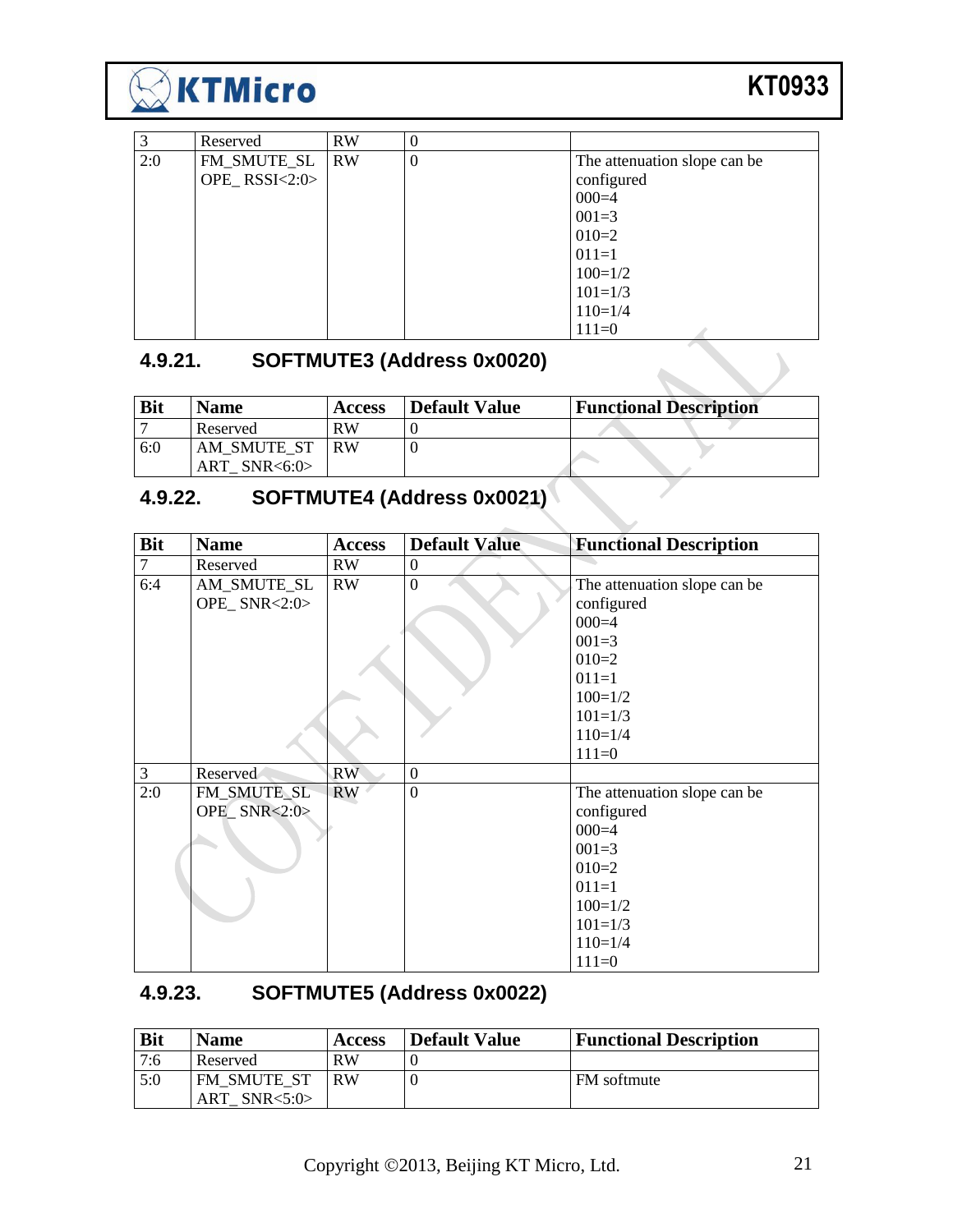| Bit | Name | Access | Default Value | Functional Description |
|---|---|---|---|---|
| 3 | Reserved | RW | 0 | |
| 2:0 | FM_SMUTE_SLOPE_ RSSI<2:0> | RW | 0 | The attenuation slope can be configured<br>000=4<br>001=3<br>010=2<br>011=1<br>100=1/2<br>101=1/3<br>110=1/4<br>111=0 |

### 4.9.21. SOFTMUTE3 (Address 0x0020)

| Bit | Name | Access | Default Value | Functional Description |
|---|---|---|---|---|
| 7 | Reserved | RW | 0 | |
| 6:0 | AM_SMUTE_START_ SNR<6:0> | RW | 0 | |

### 4.9.22. SOFTMUTE4 (Address 0x0021)

| Bit | Name | Access | Default Value | Functional Description |
|---|---|---|---|---|
| 7 | Reserved | RW | 0 | |
| 6:4 | AM_SMUTE_SLOPE_ SNR<2:0> | RW | 0 | The attenuation slope can be configured<br>000=4<br>001=3<br>010=2<br>011=1<br>100=1/2<br>101=1/3<br>110=1/4<br>111=0 |
| 3 | Reserved | RW | 0 | |
| 2:0 | FM_SMUTE_SLOPE_ SNR<2:0> | RW | 0 | The attenuation slope can be configured<br>000=4<br>001=3<br>010=2<br>011=1<br>100=1/2<br>101=1/3<br>110=1/4<br>111=0 |

### 4.9.23. SOFTMUTE5 (Address 0x0022)

| Bit | Name | Access | Default Value | Functional Description |
|---|---|---|---|---|
| 7:6 | Reserved | RW | 0 | |
| 5:0 | FM_SMUTE_START_ SNR<5:0> | RW | 0 | FM softmute |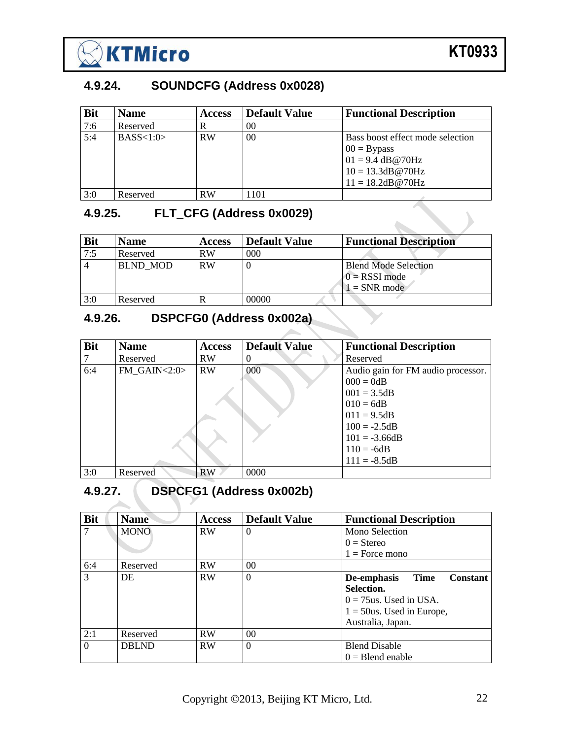### 4.9.24. SOUNDCFG (Address 0x0028)

| Bit | Name | Access | Default Value | Functional Description |
|---|---|---|---|---|
| 7:6 | Reserved | R | 00 | |
| 5:4 | BASS<1:0> | RW | 00 | Bass boost effect mode selection<br>00 = Bypass<br>01 = 9.4 dB@70Hz<br>10 = 13.3dB@70Hz<br>11 = 18.2dB@70Hz |
| 3:0 | Reserved | RW | 1101 | |

### 4.9.25. FLT_CFG (Address 0x0029)

| Bit | Name | Access | Default Value | Functional Description |
|---|---|---|---|---|
| 7:5 | Reserved | RW | 000 | |
| 4 | BLND_MOD | RW | 0 | Blend Mode Selection<br>0 = RSSI mode<br>1 = SNR mode |
| 3:0 | Reserved | R | 00000 | |

### 4.9.26. DSPCFG0 (Address 0x002a)

| Bit | Name | Access | Default Value | Functional Description |
|---|---|---|---|---|
| 7 | Reserved | RW | 0 | Reserved |
| 6:4 | FM_GAIN<2:0> | RW | 000 | Audio gain for FM audio processor.<br>000 = 0dB<br>001 = 3.5dB<br>010 = 6dB<br>011 = 9.5dB<br>100 = -2.5dB<br>101 = -3.66dB<br>110 = -6dB<br>111 = -8.5dB |
| 3:0 | Reserved | RW | 0000 | |

### 4.9.27. DSPCFG1 (Address 0x002b)

| Bit | Name | Access | Default Value | Functional Description |
|---|---|---|---|---|
| 7 | MONO | RW | 0 | Mono Selection<br>0 = Stereo<br>1 = Force mono |
| 6:4 | Reserved | RW | 00 | |
| 3 | DE | RW | 0 | **De-emphasis Time Constant Selection.**<br>0 = 75us. Used in USA.<br>1 = 50us. Used in Europe, Australia, Japan. |
| 2:1 | Reserved | RW | 00 | |
| 0 | DBLND | RW | 0 | Blend Disable<br>0 = Blend enable |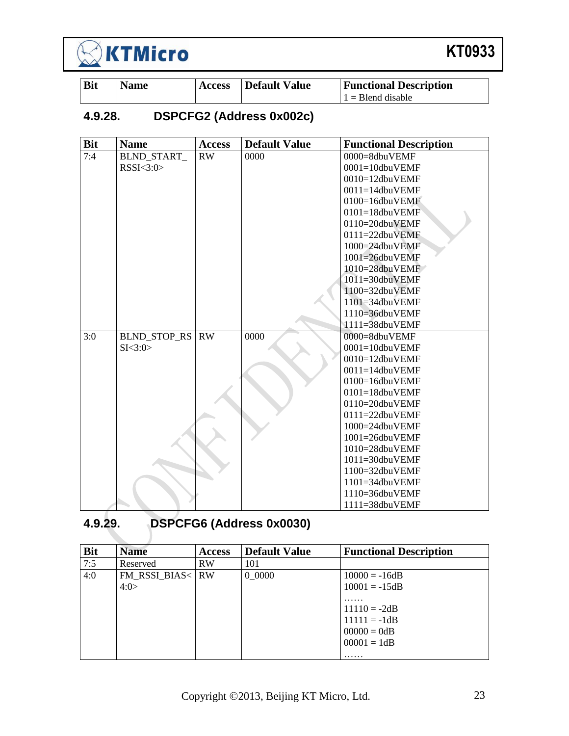| Bit | Name | Access | Default Value | Functional Description |
|---|---|---|---|---|
| | | | | 1 = Blend disable |

### 4.9.28. DSPCFG2 (Address 0x002c)

| Bit | Name | Access | Default Value | Functional Description |
|---|---|---|---|---|
| 7:4 | BLND_START_RSSI<3:0> | RW | 0000 | 0000=8dbuVEMF<br>0001=10dbuVEMF<br>0010=12dbuVEMF<br>0011=14dbuVEMF<br>0100=16dbuVEMF<br>0101=18dbuVEMF<br>0110=20dbuVEMF<br>0111=22dbuVEMF<br>1000=24dbuVEMF<br>1001=26dbuVEMF<br>1010=28dbuVEMF<br>1011=30dbuVEMF<br>1100=32dbuVEMF<br>1101=34dbuVEMF<br>1110=36dbuVEMF<br>1111=38dbuVEMF |
| 3:0 | BLND_STOP_RSSI<3:0> | RW | 0000 | 0000=8dbuVEMF<br>0001=10dbuVEMF<br>0010=12dbuVEMF<br>0011=14dbuVEMF<br>0100=16dbuVEMF<br>0101=18dbuVEMF<br>0110=20dbuVEMF<br>0111=22dbuVEMF<br>1000=24dbuVEMF<br>1001=26dbuVEMF<br>1010=28dbuVEMF<br>1011=30dbuVEMF<br>1100=32dbuVEMF<br>1101=34dbuVEMF<br>1110=36dbuVEMF<br>1111=38dbuVEMF |

### 4.9.29. DSPCFG6 (Address 0x0030)

| Bit | Name | Access | Default Value | Functional Description |
|---|---|---|---|---|
| 7:5 | Reserved | RW | 101 | |
| 4:0 | FM_RSSI_BIAS<4:0> | RW | 0_0000 | 10000 = -16dB<br>10001 = -15dB<br>……<br>11110 = -2dB<br>11111 = -1dB<br>00000 = 0dB<br>00001 = 1dB<br>…… |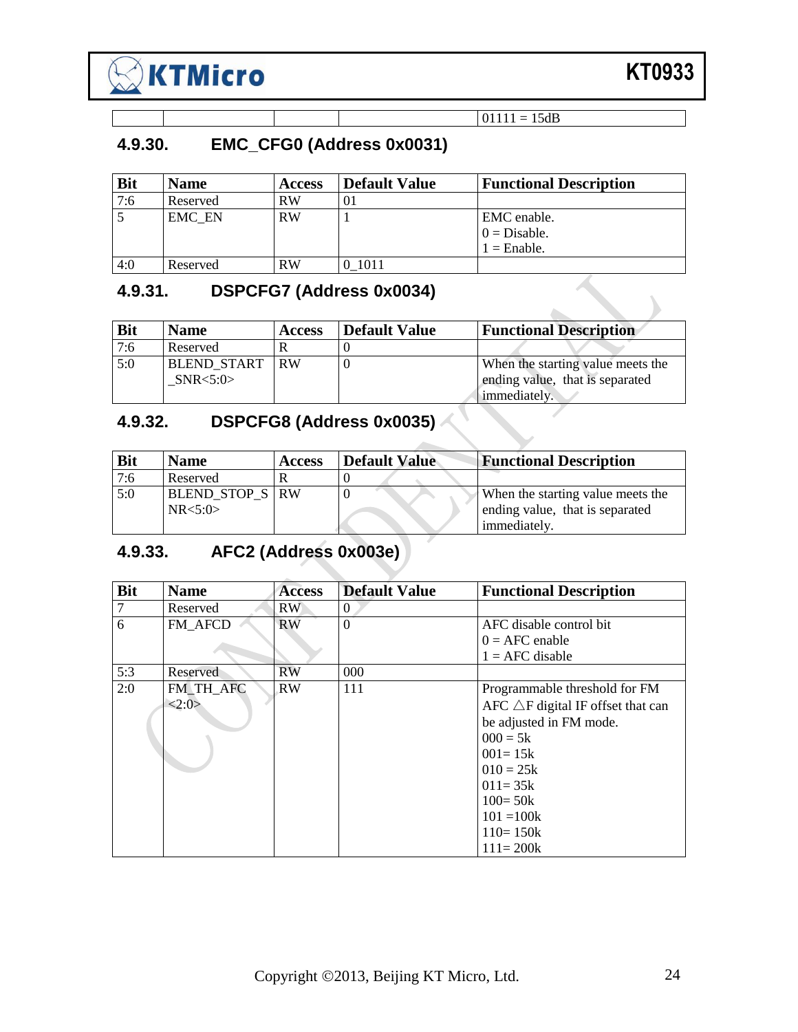| | | | | 01111 = 15dB |
|---|---|---|---|---|

### 4.9.30. EMC_CFG0 (Address 0x0031)

| Bit | Name | Access | Default Value | Functional Description |
|---|---|---|---|---|
| 7:6 | Reserved | RW | 01 | |
| 5 | EMC_EN | RW | 1 | EMC enable.<br>0 = Disable.<br>1 = Enable. |
| 4:0 | Reserved | RW | 0_1011 | |

### 4.9.31. DSPCFG7 (Address 0x0034)

| Bit | Name | Access | Default Value | Functional Description |
|---|---|---|---|---|
| 7:6 | Reserved | R | 0 | |
| 5:0 | BLEND_START_SNR<5:0> | RW | 0 | When the starting value meets the ending value, that is separated immediately. |

### 4.9.32. DSPCFG8 (Address 0x0035)

| Bit | Name | Access | Default Value | Functional Description |
|---|---|---|---|---|
| 7:6 | Reserved | R | 0 | |
| 5:0 | BLEND_STOP_SNR<5:0> | RW | 0 | When the starting value meets the ending value, that is separated immediately. |

### 4.9.33. AFC2 (Address 0x003e)

| Bit | Name | Access | Default Value | Functional Description |
|---|---|---|---|---|
| 7 | Reserved | RW | 0 | |
| 6 | FM_AFCD | RW | 0 | AFC disable control bit<br>0 = AFC enable<br>1 = AFC disable |
| 5:3 | Reserved | RW | 000 | |
| 2:0 | FM_TH_AFC<2:0> | RW | 111 | Programmable threshold for FM AFC △F digital IF offset that can be adjusted in FM mode.<br>000 = 5k<br>001= 15k<br>010 = 25k<br>011= 35k<br>100= 50k<br>101 =100k<br>110= 150k<br>111= 200k |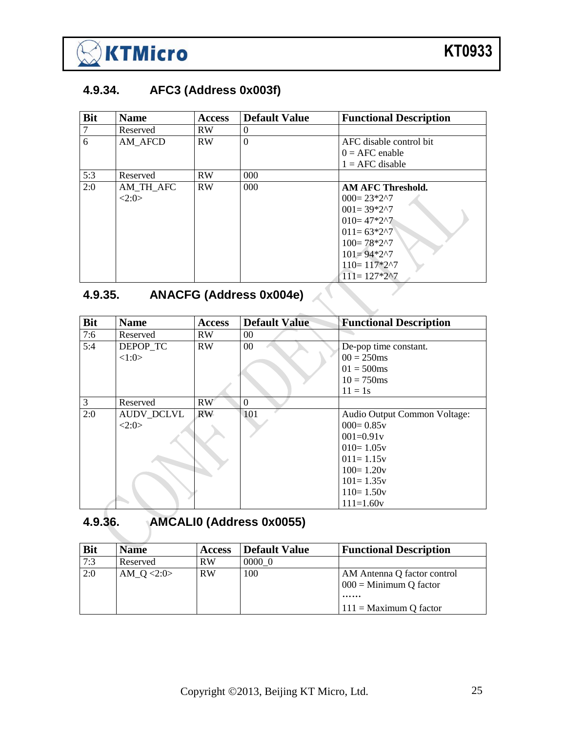### 4.9.34. AFC3 (Address 0x003f)

| Bit | Name | Access | Default Value | Functional Description |
|---|---|---|---|---|
| 7 | Reserved | RW | 0 | |
| 6 | AM_AFCD | RW | 0 | AFC disable control bit<br>0 = AFC enable<br>1 = AFC disable |
| 5:3 | Reserved | RW | 000 | |
| 2:0 | AM_TH_AFC <2:0> | RW | 000 | **AM AFC Threshold.**<br>000= 23*2^7<br>001= 39*2^7<br>010= 47*2^7<br>011= 63*2^7<br>100= 78*2^7<br>101= 94*2^7<br>110= 117*2^7<br>111= 127*2^7 |

### 4.9.35. ANACFG (Address 0x004e)

| Bit | Name | Access | Default Value | Functional Description |
|---|---|---|---|---|
| 7:6 | Reserved | RW | 00 | |
| 5:4 | DEPOP_TC <1:0> | RW | 00 | De-pop time constant.<br>00 = 250ms<br>01 = 500ms<br>10 = 750ms<br>11 = 1s |
| 3 | Reserved | RW | 0 | |
| 2:0 | AUDV_DCLVL <2:0> | RW | 101 | Audio Output Common Voltage:<br>000= 0.85v<br>001=0.91v<br>010= 1.05v<br>011= 1.15v<br>100= 1.20v<br>101= 1.35v<br>110= 1.50v<br>111=1.60v |

### 4.9.36. AMCALI0 (Address 0x0055)

| Bit | Name | Access | Default Value | Functional Description |
|---|---|---|---|---|
| 7:3 | Reserved | RW | 0000_0 | |
| 2:0 | AM_Q <2:0> | RW | 100 | AM Antenna Q factor control<br>000 = Minimum Q factor<br>……<br>111 = Maximum Q factor |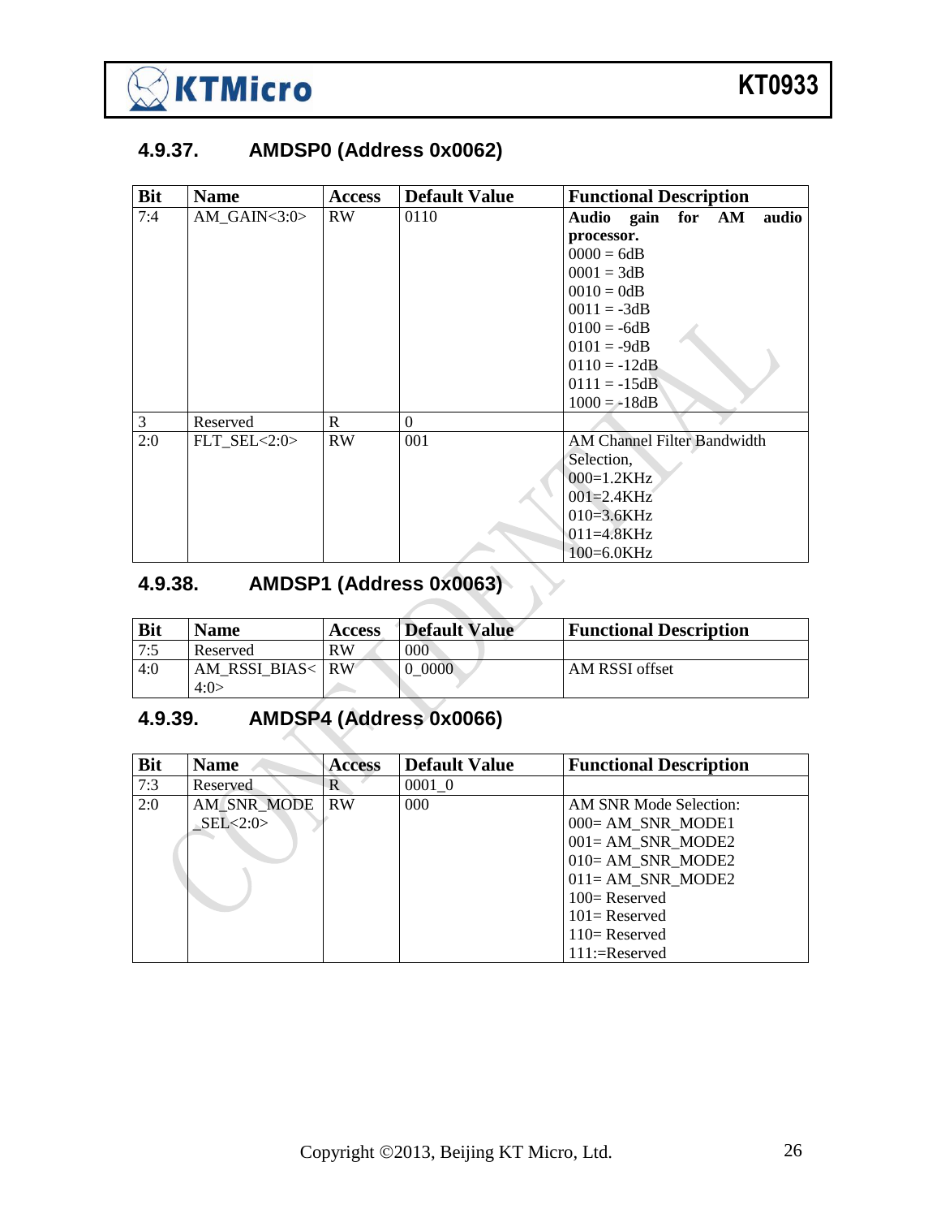### 4.9.37. AMDSP0 (Address 0x0062)

| Bit | Name | Access | Default Value | Functional Description |
|---|---|---|---|---|
| 7:4 | AM_GAIN<3:0> | RW | 0110 | **Audio gain for AM audio processor.**<br>0000 = 6dB<br>0001 = 3dB<br>0010 = 0dB<br>0011 = -3dB<br>0100 = -6dB<br>0101 = -9dB<br>0110 = -12dB<br>0111 = -15dB<br>1000 = -18dB |
| 3 | Reserved | R | 0 | |
| 2:0 | FLT_SEL<2:0> | RW | 001 | AM Channel Filter Bandwidth Selection,<br>000=1.2KHz<br>001=2.4KHz<br>010=3.6KHz<br>011=4.8KHz<br>100=6.0KHz |

### 4.9.38. AMDSP1 (Address 0x0063)

| Bit | Name | Access | Default Value | Functional Description |
|---|---|---|---|---|
| 7:5 | Reserved | RW | 000 | |
| 4:0 | AM_RSSI_BIAS<4:0> | RW | 0_0000 | AM RSSI offset |

### 4.9.39. AMDSP4 (Address 0x0066)

| Bit | Name | Access | Default Value | Functional Description |
|---|---|---|---|---|
| 7:3 | Reserved | R | 0001_0 | |
| 2:0 | AM_SNR_MODE_SEL<2:0> | RW | 000 | AM SNR Mode Selection:<br>000= AM_SNR_MODE1<br>001= AM_SNR_MODE2<br>010= AM_SNR_MODE2<br>011= AM_SNR_MODE2<br>100= Reserved<br>101= Reserved<br>110= Reserved<br>111:=Reserved |

Copyright ©2013, Beijing KT Micro, Ltd.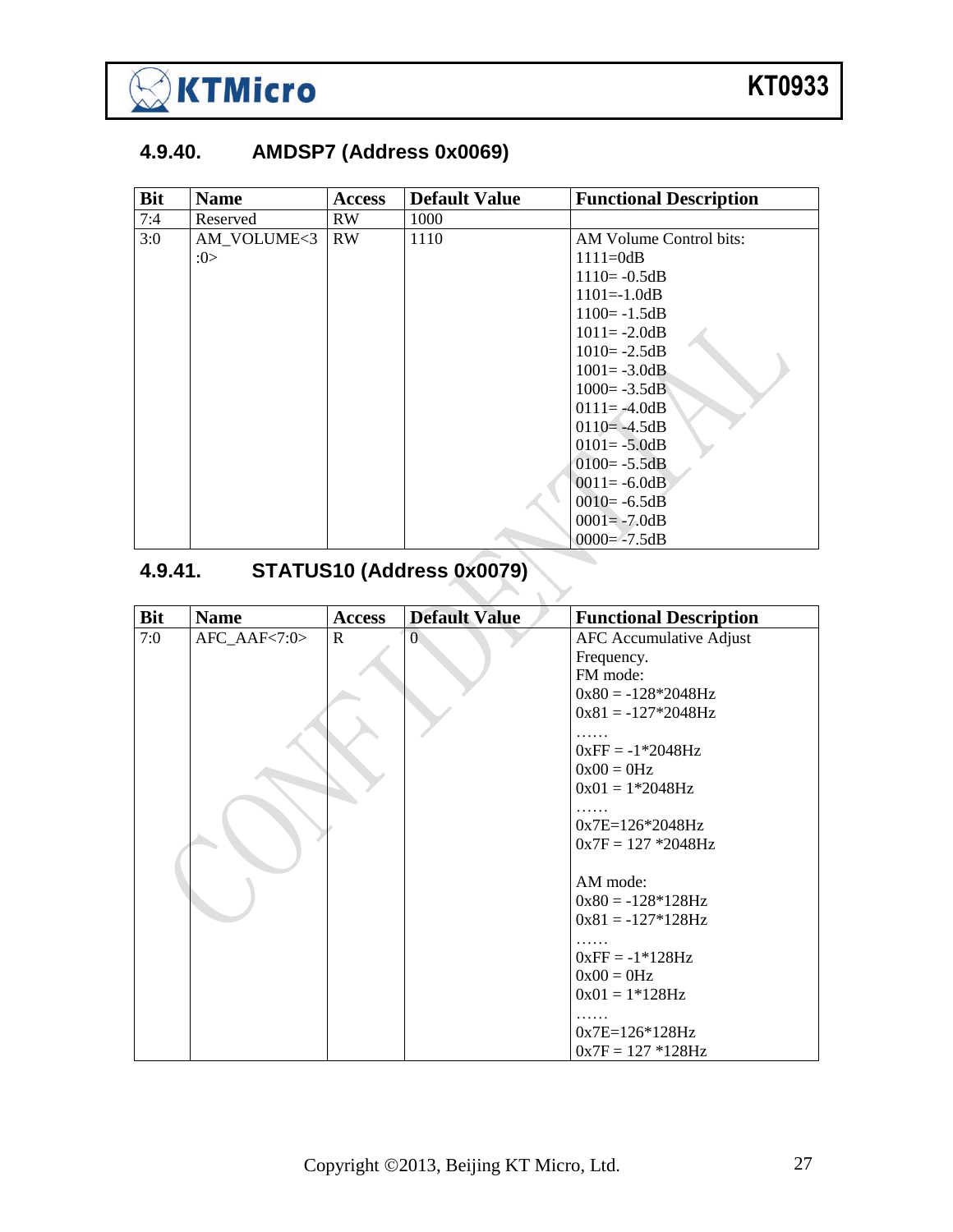### 4.9.40. AMDSP7 (Address 0x0069)

| Bit | Name | Access | Default Value | Functional Description |
|---|---|---|---|---|
| 7:4 | Reserved | RW | 1000 | |
| 3:0 | AM_VOLUME<3:0> | RW | 1110 | AM Volume Control bits:<br>1111=0dB<br>1110= -0.5dB<br>1101=-1.0dB<br>1100= -1.5dB<br>1011= -2.0dB<br>1010= -2.5dB<br>1001= -3.0dB<br>1000= -3.5dB<br>0111= -4.0dB<br>0110= -4.5dB<br>0101= -5.0dB<br>0100= -5.5dB<br>0011= -6.0dB<br>0010= -6.5dB<br>0001= -7.0dB<br>0000= -7.5dB |

### 4.9.41. STATUS10 (Address 0x0079)

| Bit | Name | Access | Default Value | Functional Description |
|---|---|---|---|---|
| 7:0 | AFC_AAF<7:0> | R | 0 | AFC Accumulative Adjust Frequency.<br>FM mode:<br>0x80 = -128*2048Hz<br>0x81 = -127*2048Hz<br>……<br>0xFF = -1*2048Hz<br>0x00 = 0Hz<br>0x01 = 1*2048Hz<br>……<br>0x7E=126*2048Hz<br>0x7F = 127 *2048Hz<br><br>AM mode:<br>0x80 = -128*128Hz<br>0x81 = -127*128Hz<br>……<br>0xFF = -1*128Hz<br>0x00 = 0Hz<br>0x01 = 1*128Hz<br>……<br>0x7E=126*128Hz<br>0x7F = 127 *128Hz |

Copyright ©2013, Beijing KT Micro, Ltd.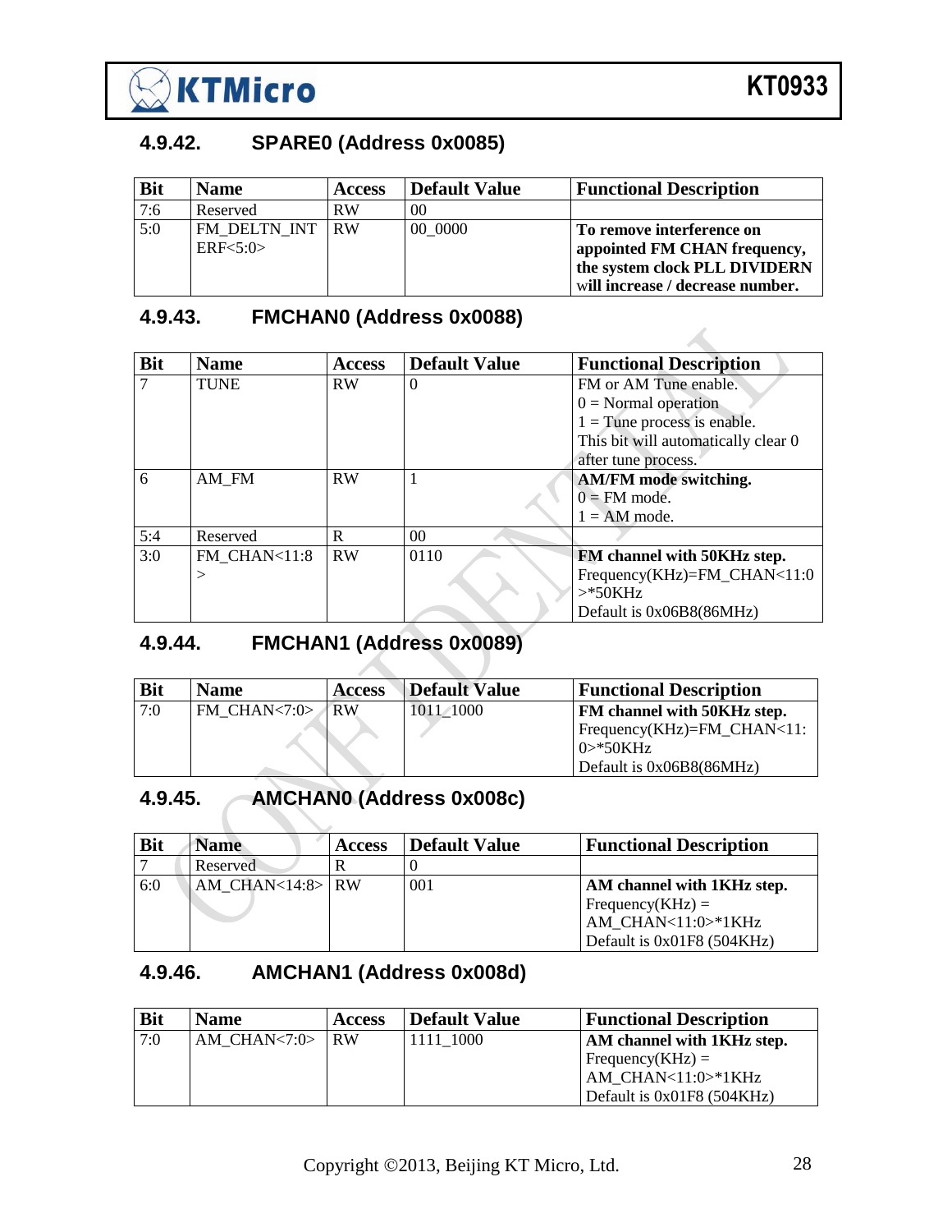### 4.9.42. SPARE0 (Address 0x0085)

| Bit | Name | Access | Default Value | Functional Description |
|---|---|---|---|---|
| 7:6 | Reserved | RW | 00 | |
| 5:0 | FM_DELTN_INTERF<5:0> | RW | 00_0000 | **To remove interference on appointed FM CHAN frequency, the system clock PLL DIVIDERN will increase / decrease number.** |

### 4.9.43. FMCHAN0 (Address 0x0088)

| Bit | Name | Access | Default Value | Functional Description |
|---|---|---|---|---|
| 7 | TUNE | RW | 0 | FM or AM Tune enable.<br>0 = Normal operation<br>1 = Tune process is enable.<br>This bit will automatically clear 0 after tune process. |
| 6 | AM_FM | RW | 1 | **AM/FM mode switching.**<br>0 = FM mode.<br>1 = AM mode. |
| 5:4 | Reserved | R | 00 | |
| 3:0 | FM_CHAN<11:8> | RW | 0110 | **FM channel with 50KHz step.**<br>Frequency(KHz)=FM_CHAN<11:0>*50KHz<br>Default is 0x06B8(86MHz) |

### 4.9.44. FMCHAN1 (Address 0x0089)

| Bit | Name | Access | Default Value | Functional Description |
|---|---|---|---|---|
| 7:0 | FM_CHAN<7:0> | RW | 1011_1000 | **FM channel with 50KHz step.**<br>Frequency(KHz)=FM_CHAN<11:0>*50KHz<br>Default is 0x06B8(86MHz) |

### 4.9.45. AMCHAN0 (Address 0x008c)

| Bit | Name | Access | Default Value | Functional Description |
|---|---|---|---|---|
| 7 | Reserved | R | 0 | |
| 6:0 | AM_CHAN<14:8> | RW | 001 | **AM channel with 1KHz step.**<br>Frequency(KHz) = AM_CHAN<11:0>*1KHz<br>Default is 0x01F8 (504KHz) |

### 4.9.46. AMCHAN1 (Address 0x008d)

| Bit | Name | Access | Default Value | Functional Description |
|---|---|---|---|---|
| 7:0 | AM_CHAN<7:0> | RW | 1111_1000 | **AM channel with 1KHz step.**<br>Frequency(KHz) = AM_CHAN<11:0>*1KHz<br>Default is 0x01F8 (504KHz) |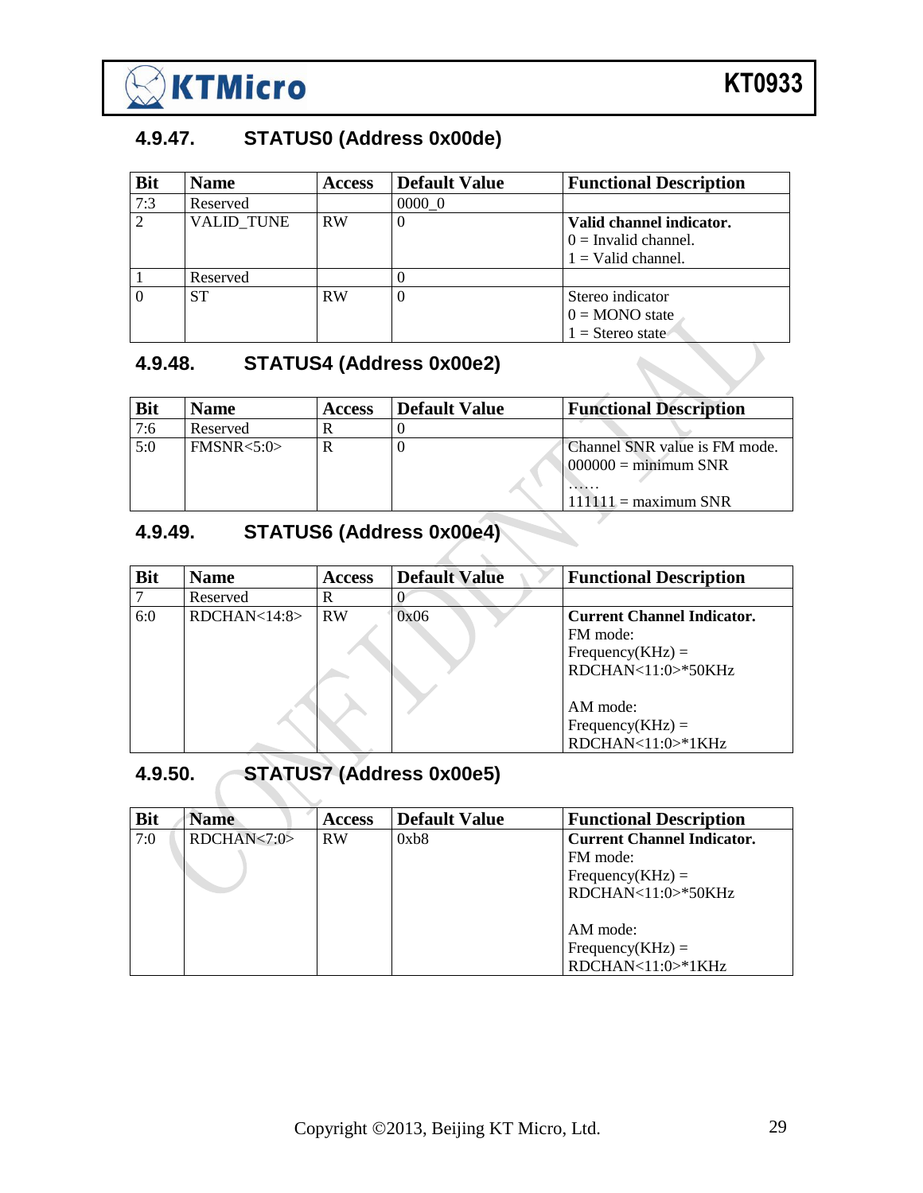### 4.9.47. STATUS0 (Address 0x00de)

| Bit | Name | Access | Default Value | Functional Description |
|---|---|---|---|---|
| 7:3 | Reserved | | 0000_0 | |
| 2 | VALID_TUNE | RW | 0 | **Valid channel indicator.**<br>0 = Invalid channel.<br>1 = Valid channel. |
| 1 | Reserved | | 0 | |
| 0 | ST | RW | 0 | Stereo indicator<br>0 = MONO state<br>1 = Stereo state |

### 4.9.48. STATUS4 (Address 0x00e2)

| Bit | Name | Access | Default Value | Functional Description |
|---|---|---|---|---|
| 7:6 | Reserved | R | 0 | |
| 5:0 | FMSNR<5:0> | R | 0 | Channel SNR value is FM mode.<br>000000 = minimum SNR<br>……<br>111111 = maximum SNR |

### 4.9.49. STATUS6 (Address 0x00e4)

| Bit | Name | Access | Default Value | Functional Description |
|---|---|---|---|---|
| 7 | Reserved | R | 0 | |
| 6:0 | RDCHAN<14:8> | RW | 0x06 | **Current Channel Indicator.**<br>FM mode:<br>Frequency(KHz) = RDCHAN<11:0>*50KHz<br><br>AM mode:<br>Frequency(KHz) = RDCHAN<11:0>*1KHz |

### 4.9.50. STATUS7 (Address 0x00e5)

| Bit | Name | Access | Default Value | Functional Description |
|---|---|---|---|---|
| 7:0 | RDCHAN<7:0> | RW | 0xb8 | **Current Channel Indicator.**<br>FM mode:<br>Frequency(KHz) = RDCHAN<11:0>*50KHz<br><br>AM mode:<br>Frequency(KHz) = RDCHAN<11:0>*1KHz |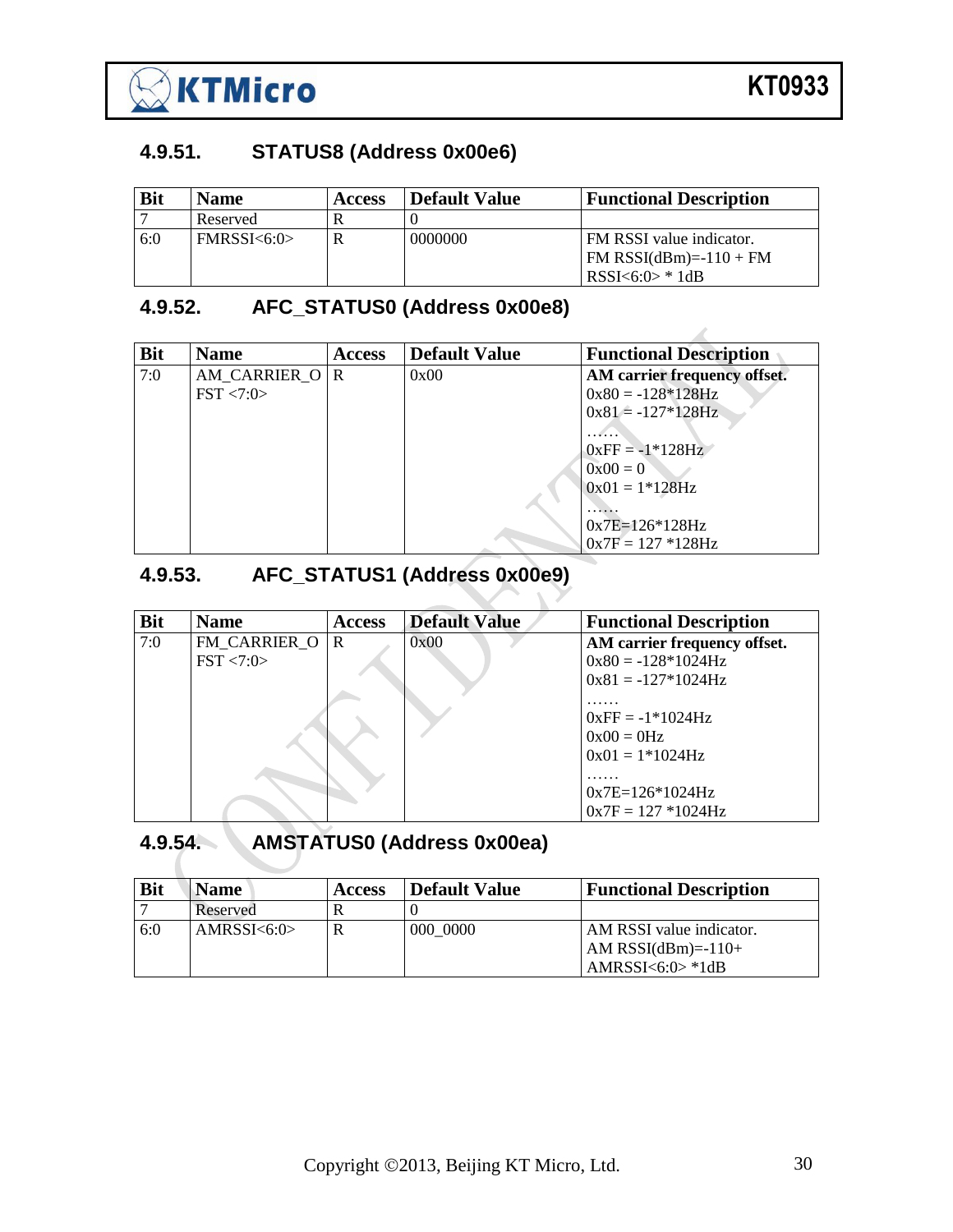### 4.9.51. STATUS8 (Address 0x00e6)

| Bit | Name | Access | Default Value | Functional Description |
|---|---|---|---|---|
| 7 | Reserved | R | 0 | |
| 6:0 | FMRSSI<6:0> | R | 0000000 | FM RSSI value indicator.<br>FM RSSI(dBm)=-110 + FM RSSI<6:0> * 1dB |

### 4.9.52. AFC_STATUS0 (Address 0x00e8)

| Bit | Name | Access | Default Value | Functional Description |
|---|---|---|---|---|
| 7:0 | AM_CARRIER_OFST <7:0> | R | 0x00 | **AM carrier frequency offset.**<br>0x80 = -128*128Hz<br>0x81 = -127*128Hz<br>……<br>0xFF = -1*128Hz<br>0x00 = 0<br>0x01 = 1*128Hz<br>……<br>0x7E=126*128Hz<br>0x7F = 127 *128Hz |

### 4.9.53. AFC_STATUS1 (Address 0x00e9)

| Bit | Name | Access | Default Value | Functional Description |
|---|---|---|---|---|
| 7:0 | FM_CARRIER_OFST <7:0> | R | 0x00 | **AM carrier frequency offset.**<br>0x80 = -128*1024Hz<br>0x81 = -127*1024Hz<br>……<br>0xFF = -1*1024Hz<br>0x00 = 0Hz<br>0x01 = 1*1024Hz<br>……<br>0x7E=126*1024Hz<br>0x7F = 127 *1024Hz |

### 4.9.54. AMSTATUS0 (Address 0x00ea)

| Bit | Name | Access | Default Value | Functional Description |
|---|---|---|---|---|
| 7 | Reserved | R | 0 | |
| 6:0 | AMRSSI<6:0> | R | 000_0000 | AM RSSI value indicator.<br>AM RSSI(dBm)=-110+ AMRSSI<6:0> *1dB |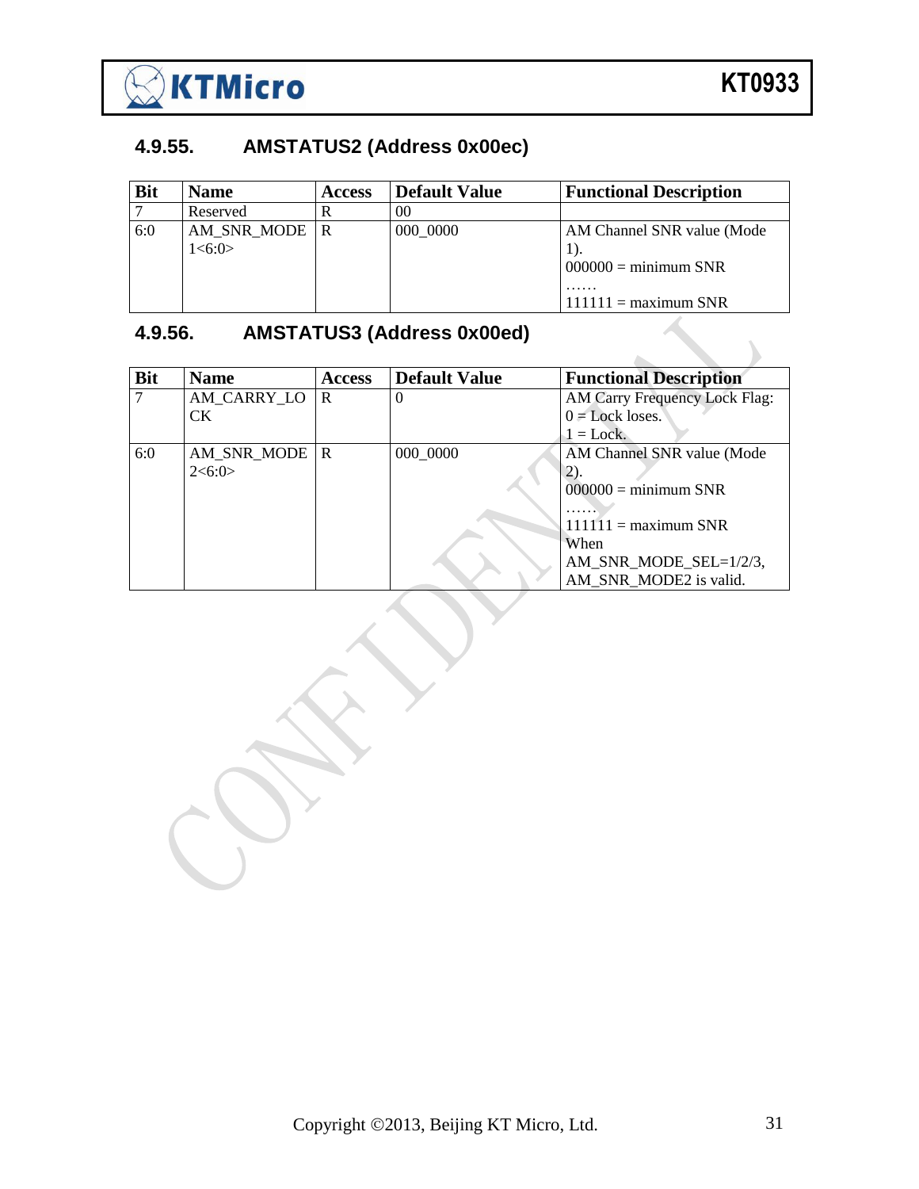### 4.9.55. AMSTATUS2 (Address 0x00ec)

| Bit | Name | Access | Default Value | Functional Description |
|---|---|---|---|---|
| 7 | Reserved | R | 00 | |
| 6:0 | AM_SNR_MODE 1<6:0> | R | 000_0000 | AM Channel SNR value (Mode 1).<br>000000 = minimum SNR<br>……<br>111111 = maximum SNR |

### 4.9.56. AMSTATUS3 (Address 0x00ed)

| Bit | Name | Access | Default Value | Functional Description |
|---|---|---|---|---|
| 7 | AM_CARRY_LOCK | R | 0 | AM Carry Frequency Lock Flag:<br>0 = Lock loses.<br>1 = Lock. |
| 6:0 | AM_SNR_MODE 2<6:0> | R | 000_0000 | AM Channel SNR value (Mode 2).<br>000000 = minimum SNR<br>……<br>111111 = maximum SNR<br>When AM_SNR_MODE_SEL=1/2/3, AM_SNR_MODE2 is valid. |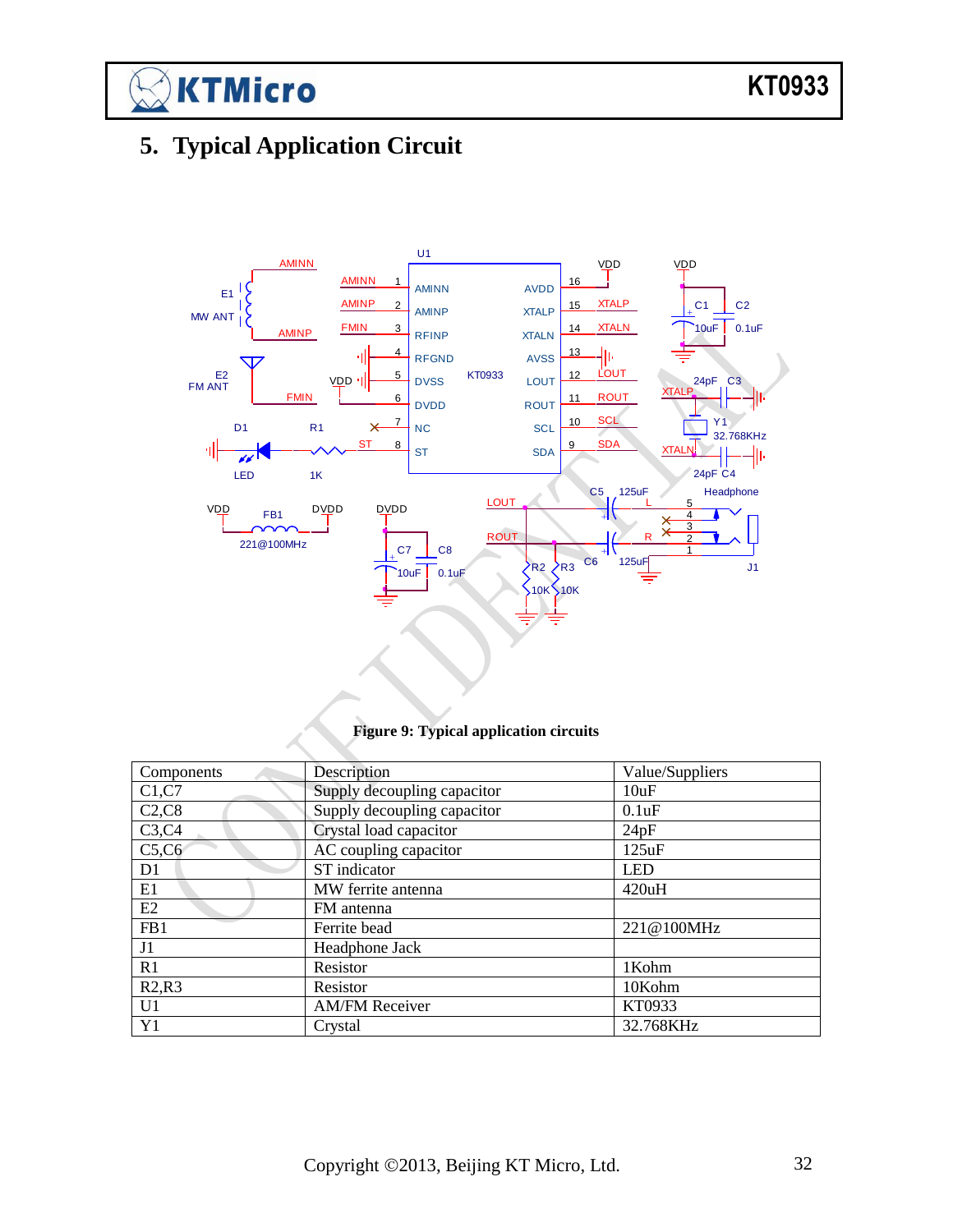## 5. Typical Application Circuit

**Figure 9: Typical application circuits**

| Components | Description | Value/Suppliers |
|---|---|---|
| C1,C7 | Supply decoupling capacitor | 10uF |
| C2,C8 | Supply decoupling capacitor | 0.1uF |
| C3,C4 | Crystal load capacitor | 24pF |
| C5,C6 | AC coupling capacitor | 125uF |
| D1 | ST indicator | LED |
| E1 | MW ferrite antenna | 420uH |
| E2 | FM antenna | |
| FB1 | Ferrite bead | 221@100MHz |
| J1 | Headphone Jack | |
| R1 | Resistor | 1Kohm |
| R2,R3 | Resistor | 10Kohm |
| U1 | AM/FM Receiver | KT0933 |
| Y1 | Crystal | 32.768KHz |

Copyright ©2013, Beijing KT Micro, Ltd.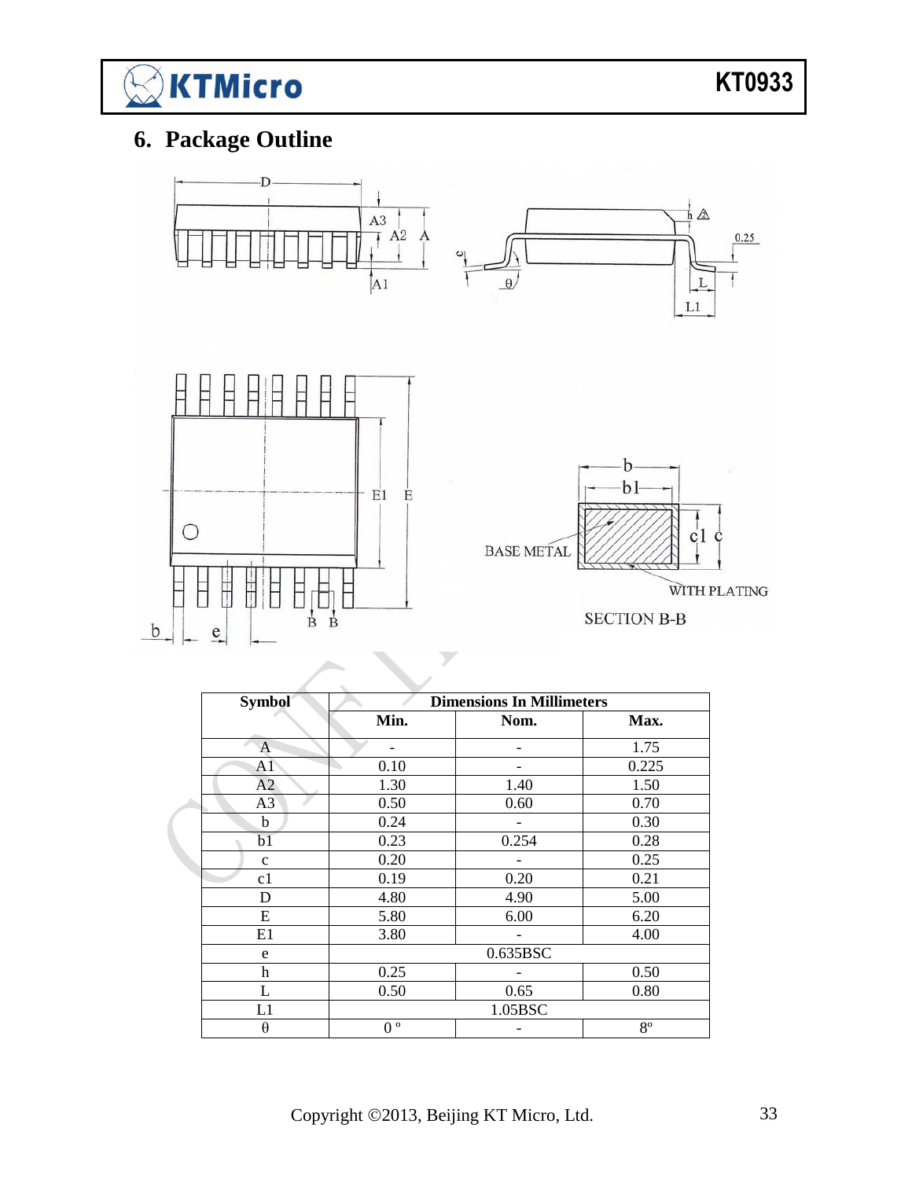# 6. Package Outline

| Symbol | Dimensions In Millimeters | | |
|---|---|---|---|
| | Min. | Nom. | Max. |
| A | - | - | 1.75 |
| A1 | 0.10 | - | 0.225 |
| A2 | 1.30 | 1.40 | 1.50 |
| A3 | 0.50 | 0.60 | 0.70 |
| b | 0.24 | - | 0.30 |
| b1 | 0.23 | 0.254 | 0.28 |
| c | 0.20 | - | 0.25 |
| c1 | 0.19 | 0.20 | 0.21 |
| D | 4.80 | 4.90 | 5.00 |
| E | 5.80 | 6.00 | 6.20 |
| E1 | 3.80 | - | 4.00 |
| e | 0.635BSC | | |
| h | 0.25 | - | 0.50 |
| L | 0.50 | 0.65 | 0.80 |
| L1 | 1.05BSC | | |
| θ | 0 º | - | 8º |

Copyright ©2013, Beijing KT Micro, Ltd.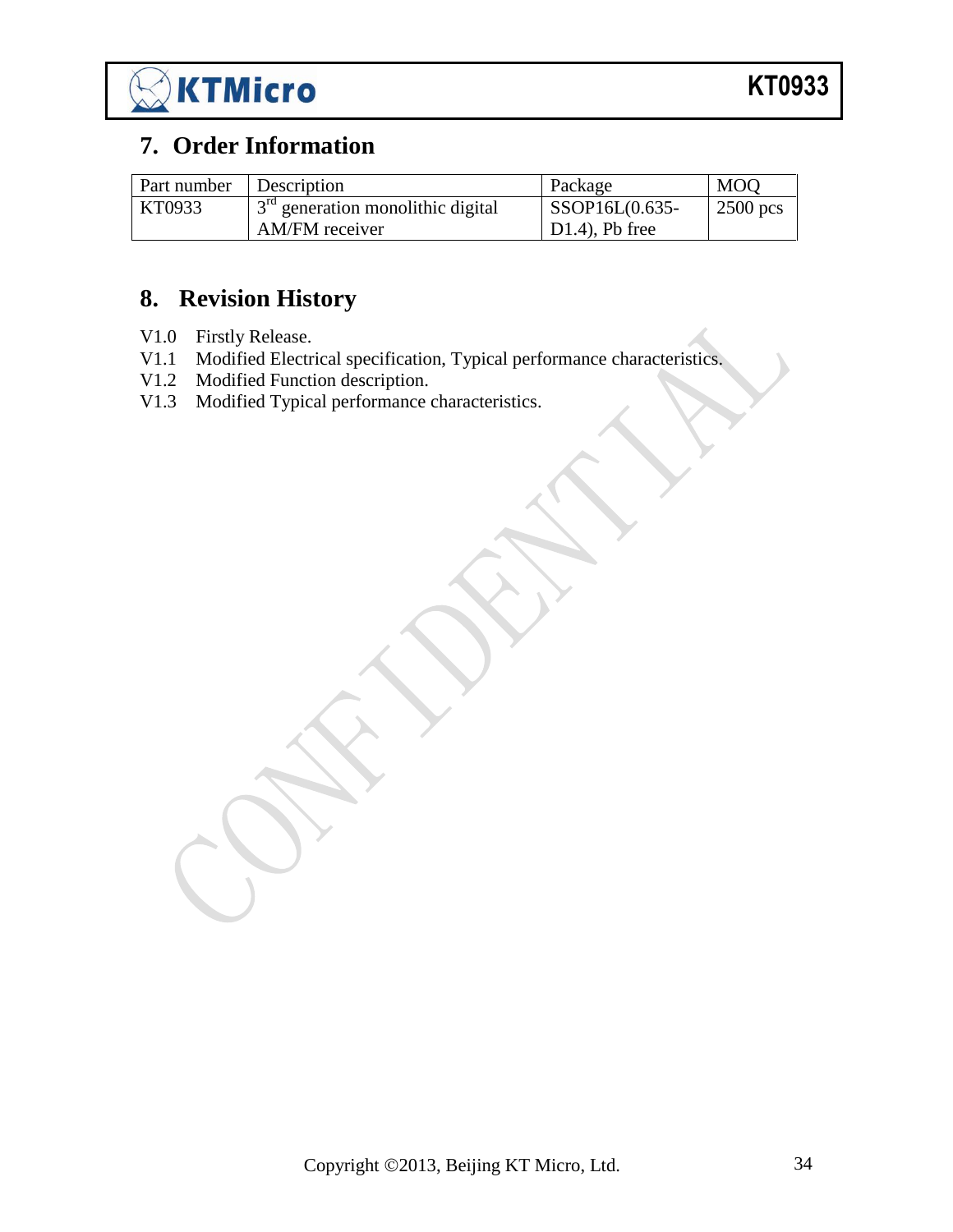## 7. Order Information

| Part number | Description | Package | MOQ |
|---|---|---|---|
| KT0933 | 3rd generation monolithic digital AM/FM receiver | SSOP16L(0.635-D1.4), Pb free | 2500 pcs |

## 8. Revision History

V1.0 Firstly Release.
V1.1 Modified Electrical specification, Typical performance characteristics.
V1.2 Modified Function description.
V1.3 Modified Typical performance characteristics.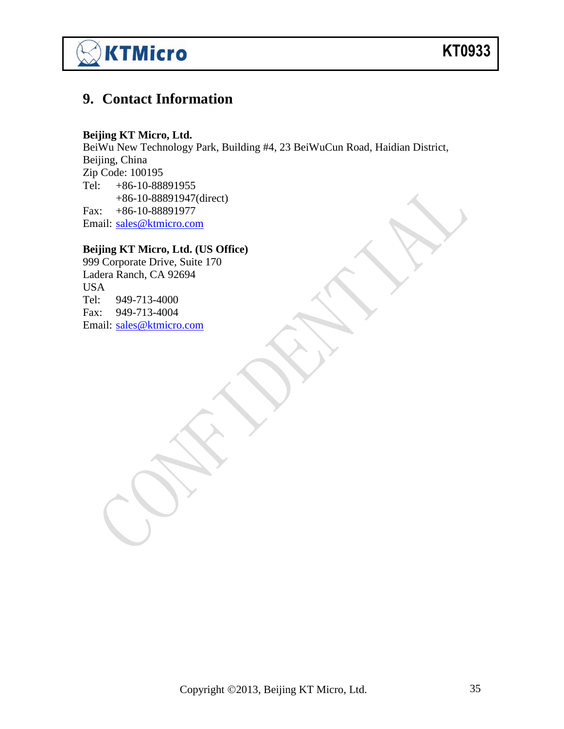# 9. Contact Information

**Beijing KT Micro, Ltd.**
BeiWu New Technology Park, Building #4, 23 BeiWuCun Road, Haidian District,
Beijing, China
Zip Code: 100195
Tel: +86-10-88891955
+86-10-88891947(direct)
Fax: +86-10-88891977
Email: sales@ktmicro.com

**Beijing KT Micro, Ltd. (US Office)**
999 Corporate Drive, Suite 170
Ladera Ranch, CA 92694
USA
Tel: 949-713-4000
Fax: 949-713-4004
Email: sales@ktmicro.com